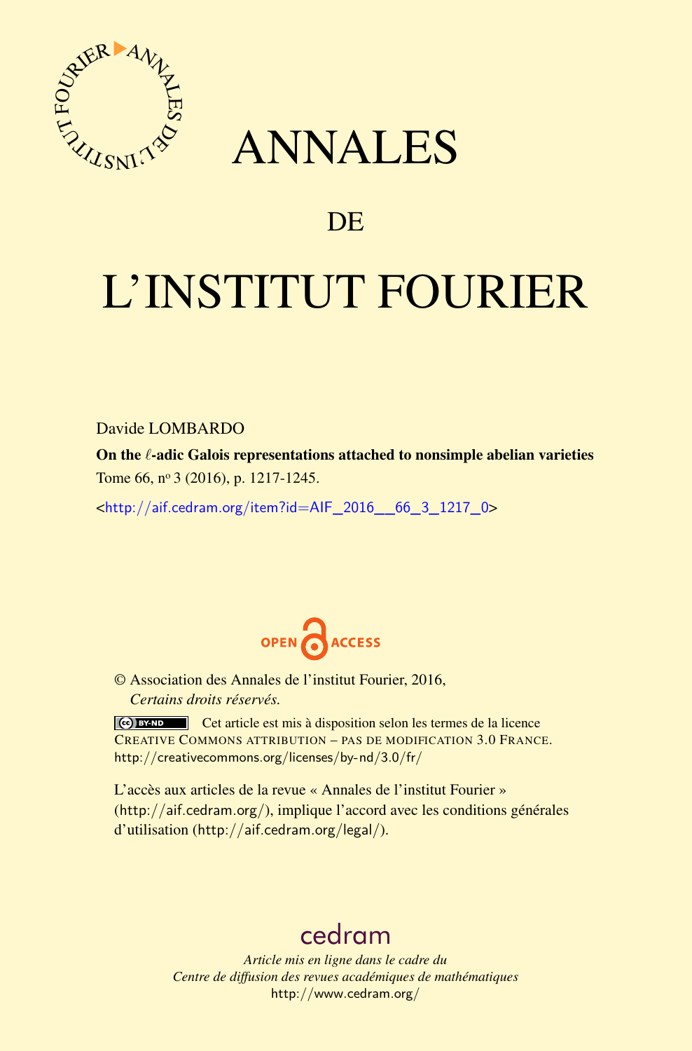# ANNALES

# DE

# L'INSTITUT FOURIER

Davide LOMBARDO

**On the $\ell$-adic Galois representations attached to nonsimple abelian varieties**

Tome 66, n$^{o}$ 3 (2016), p. 1217-1245.

<http://aif.cedram.org/item?id=AIF_2016__66_3_1217_0>

© Association des Annales de l'institut Fourier, 2016,
*Certains droits réservés.*

Cet article est mis à disposition selon les termes de la licence CREATIVE COMMONS ATTRIBUTION – PAS DE MODIFICATION 3.0 FRANCE.
http://creativecommons.org/licenses/by-nd/3.0/fr/

L'accès aux articles de la revue « Annales de l'institut Fourier » (http://aif.cedram.org/), implique l'accord avec les conditions générales d'utilisation (http://aif.cedram.org/legal/).

cedram

*Article mis en ligne dans le cadre du*
*Centre de diffusion des revues académiques de mathématiques*
http://www.cedram.org/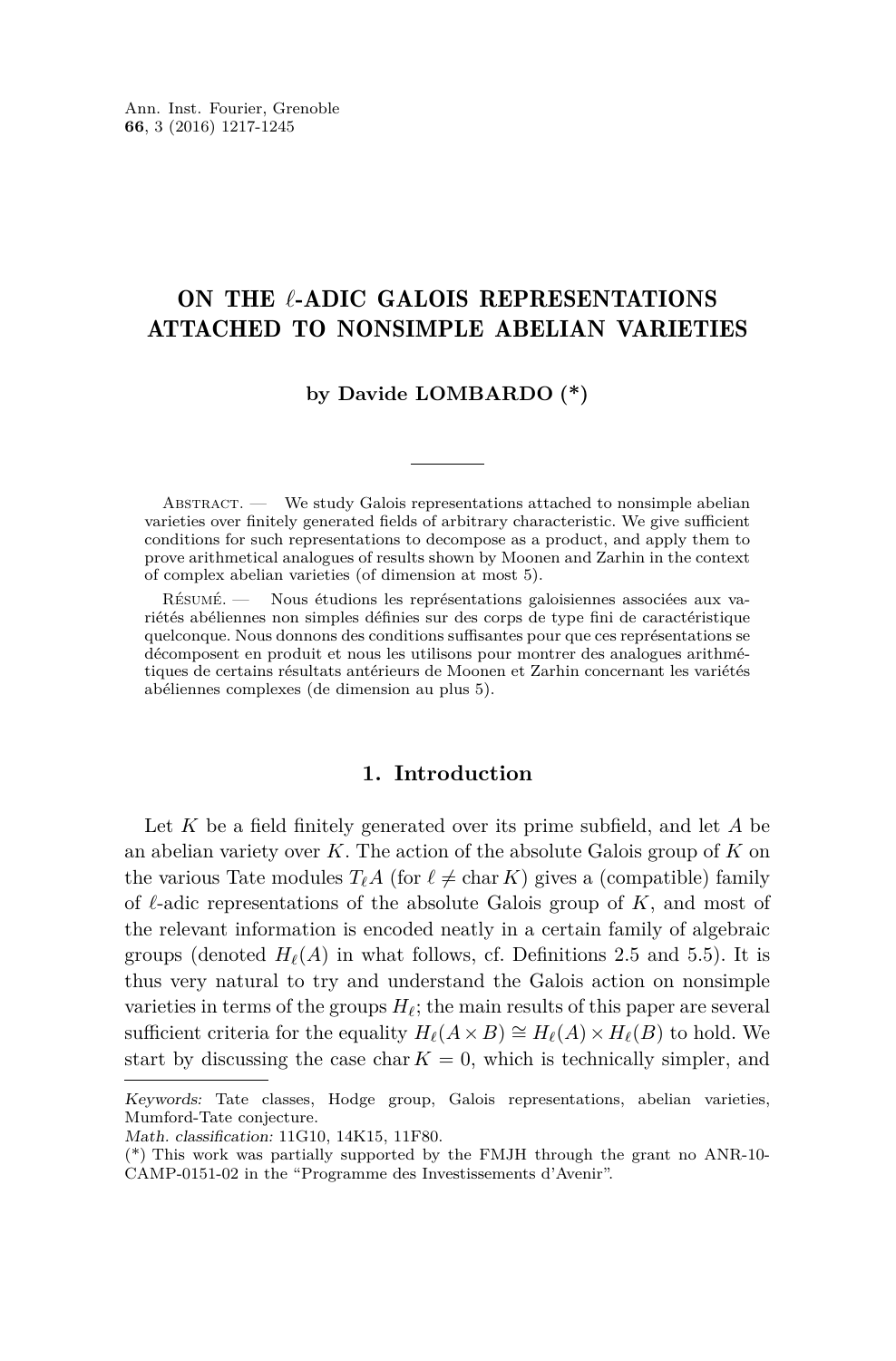# ON THE $\ell$-ADIC GALOIS REPRESENTATIONS ATTACHED TO NONSIMPLE ABELIAN VARIETIES

**by Davide LOMBARDO (\*)**

---

Abstract. — We study Galois representations attached to nonsimple abelian varieties over finitely generated fields of arbitrary characteristic. We give sufficient conditions for such representations to decompose as a product, and apply them to prove arithmetical analogues of results shown by Moonen and Zarhin in the context of complex abelian varieties (of dimension at most 5).

Résumé. — Nous étudions les représentations galoisiennes associées aux variétés abéliennes non simples définies sur des corps de type fini de caractéristique quelconque. Nous donnons des conditions suffisantes pour que ces représentations se décomposent en produit et nous les utilisons pour montrer des analogues arithmétiques de certains résultats antérieurs de Moonen et Zarhin concernant les variétés abéliennes complexes (de dimension au plus 5).

## 1. Introduction

Let $K$ be a field finitely generated over its prime subfield, and let $A$ be an abelian variety over $K$. The action of the absolute Galois group of $K$ on the various Tate modules $T_\ell A$ (for $\ell \neq \operatorname{char} K$) gives a (compatible) family of $\ell$-adic representations of the absolute Galois group of $K$, and most of the relevant information is encoded neatly in a certain family of algebraic groups (denoted $H_\ell(A)$ in what follows, cf. Definitions 2.5 and 5.5). It is thus very natural to try and understand the Galois action on nonsimple varieties in terms of the groups $H_\ell$; the main results of this paper are several sufficient criteria for the equality $H_\ell(A \times B) \cong H_\ell(A) \times H_\ell(B)$ to hold. We start by discussing the case $\operatorname{char} K = 0$, which is technically simpler, and

---

*Keywords:* Tate classes, Hodge group, Galois representations, abelian varieties, Mumford-Tate conjecture.
*Math. classification:* 11G10, 14K15, 11F80.
(\*) This work was partially supported by the FMJH through the grant no ANR-10-CAMP-0151-02 in the "Programme des Investissements d'Avenir".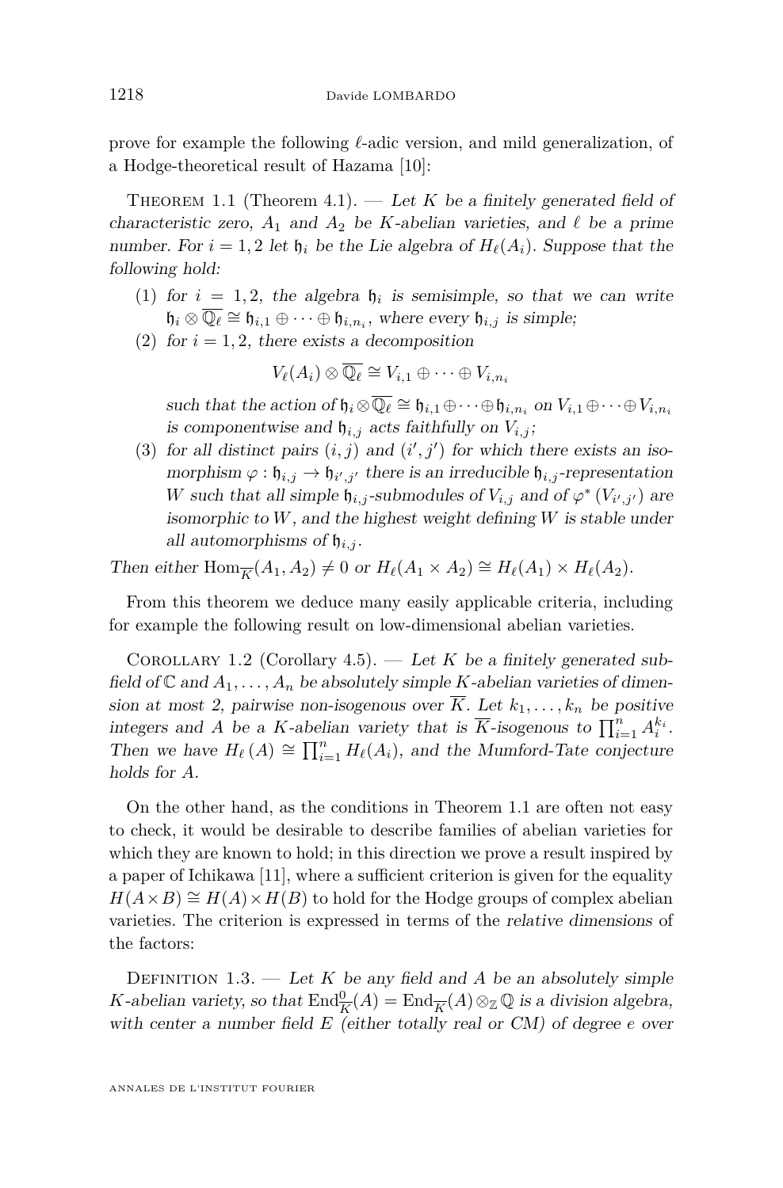prove for example the following $\ell$-adic version, and mild generalization, of a Hodge-theoretical result of Hazama [10]:

Theorem 1.1 (Theorem 4.1). — *Let $K$ be a finitely generated field of characteristic zero, $A_1$ and $A_2$ be $K$-abelian varieties, and $\ell$ be a prime number. For $i = 1, 2$ let $\mathfrak{h}_i$ be the Lie algebra of $H_\ell(A_i)$. Suppose that the following hold:*

1. *for $i = 1, 2$, the algebra $\mathfrak{h}_i$ is semisimple, so that we can write $\mathfrak{h}_i \otimes \overline{\mathbb{Q}_\ell} \cong \mathfrak{h}_{i,1} \oplus \cdots \oplus \mathfrak{h}_{i,n_i}$, where every $\mathfrak{h}_{i,j}$ is simple;*
2. *for $i = 1, 2$, there exists a decomposition*
$$V_\ell(A_i) \otimes \overline{\mathbb{Q}_\ell} \cong V_{i,1} \oplus \cdots \oplus V_{i,n_i}$$
*such that the action of $\mathfrak{h}_i \otimes \overline{\mathbb{Q}_\ell} \cong \mathfrak{h}_{i,1} \oplus \cdots \oplus \mathfrak{h}_{i,n_i}$ on $V_{i,1} \oplus \cdots \oplus V_{i,n_i}$ is componentwise and $\mathfrak{h}_{i,j}$ acts faithfully on $V_{i,j}$;*
3. *for all distinct pairs $(i, j)$ and $(i', j')$ for which there exists an isomorphism $\varphi : \mathfrak{h}_{i,j} \to \mathfrak{h}_{i',j'}$ there is an irreducible $\mathfrak{h}_{i,j}$-representation $W$ such that all simple $\mathfrak{h}_{i,j}$-submodules of $V_{i,j}$ and of $\varphi^*(V_{i',j'})$ are isomorphic to $W$, and the highest weight defining $W$ is stable under all automorphisms of $\mathfrak{h}_{i,j}$.*

*Then either $\operatorname{Hom}_{\overline{K}}(A_1, A_2) \neq 0$ or $H_\ell(A_1 \times A_2) \cong H_\ell(A_1) \times H_\ell(A_2)$.*

From this theorem we deduce many easily applicable criteria, including for example the following result on low-dimensional abelian varieties.

Corollary 1.2 (Corollary 4.5). — *Let $K$ be a finitely generated subfield of $\mathbb{C}$ and $A_1, \ldots, A_n$ be absolutely simple $K$-abelian varieties of dimension at most 2, pairwise non-isogenous over $\overline{K}$. Let $k_1, \ldots, k_n$ be positive integers and $A$ be a $K$-abelian variety that is $\overline{K}$-isogenous to $\prod_{i=1}^n A_i^{k_i}$. Then we have $H_\ell(A) \cong \prod_{i=1}^n H_\ell(A_i)$, and the Mumford-Tate conjecture holds for $A$.*

On the other hand, as the conditions in Theorem 1.1 are often not easy to check, it would be desirable to describe families of abelian varieties for which they are known to hold; in this direction we prove a result inspired by a paper of Ichikawa [11], where a sufficient criterion is given for the equality $H(A\times B) \cong H(A)\times H(B)$ to hold for the Hodge groups of complex abelian varieties. The criterion is expressed in terms of the *relative dimensions* of the factors:

Definition 1.3. — *Let $K$ be any field and $A$ be an absolutely simple $K$-abelian variety, so that $\operatorname{End}^0_{\overline{K}}(A) = \operatorname{End}_{\overline{K}}(A) \otimes_{\mathbb{Z}} \mathbb{Q}$ is a division algebra, with center a number field $E$ (either totally real or CM) of degree $e$ over*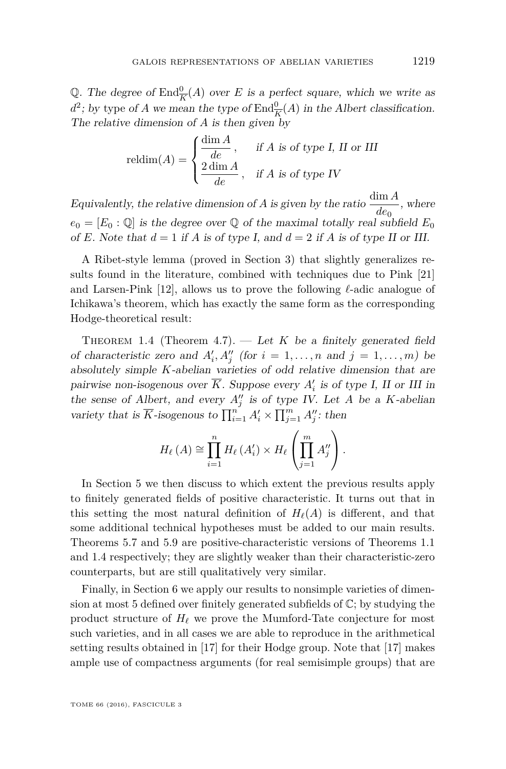$\mathbb{Q}$. *The degree of* $\operatorname{End}^0_{\overline{K}}(A)$ *over* $E$ *is a perfect square, which we write as* $d^2$*; by type of* $A$ *we mean the type of* $\operatorname{End}^0_{\overline{K}}(A)$ *in the Albert classification. The relative dimension of* $A$ *is then given by*

$$\operatorname{reldim}(A) = \begin{cases} \dfrac{\dim A}{de}, & \text{if } A \text{ is of type I, II or III} \\ \dfrac{2\dim A}{de}, & \text{if } A \text{ is of type IV} \end{cases}$$

*Equivalently, the relative dimension of* $A$ *is given by the ratio* $\dfrac{\dim A}{de_0}$*, where* $e_0 = [E_0 : \mathbb{Q}]$ *is the degree over* $\mathbb{Q}$ *of the maximal totally real subfield* $E_0$ *of* $E$*. Note that* $d = 1$ *if* $A$ *is of type I, and* $d = 2$ *if* $A$ *is of type II or III.*

A Ribet-style lemma (proved in Section 3) that slightly generalizes results found in the literature, combined with techniques due to Pink [21] and Larsen-Pink [12], allows us to prove the following $\ell$-adic analogue of Ichikawa's theorem, which has exactly the same form as the corresponding Hodge-theoretical result:

Theorem 1.4 (Theorem 4.7). — *Let* $K$ *be a finitely generated field of characteristic zero and* $A'_i, A''_j$ *(for* $i = 1, \dots, n$ *and* $j = 1, \dots, m$*) be absolutely simple* $K$*-abelian varieties of odd relative dimension that are pairwise non-isogenous over* $\overline{K}$*. Suppose every* $A'_i$ *is of type I, II or III in the sense of Albert, and every* $A''_j$ *is of type IV. Let* $A$ *be a* $K$*-abelian variety that is* $\overline{K}$*-isogenous to* $\prod_{i=1}^n A'_i \times \prod_{j=1}^m A''_j$*: then*

$$H_\ell(A) \cong \prod_{i=1}^{n} H_\ell(A'_i) \times H_\ell\left(\prod_{j=1}^{m} A''_j\right).$$

In Section 5 we then discuss to which extent the previous results apply to finitely generated fields of positive characteristic. It turns out that in this setting the most natural definition of $H_\ell(A)$ is different, and that some additional technical hypotheses must be added to our main results. Theorems 5.7 and 5.9 are positive-characteristic versions of Theorems 1.1 and 1.4 respectively; they are slightly weaker than their characteristic-zero counterparts, but are still qualitatively very similar.

Finally, in Section 6 we apply our results to nonsimple varieties of dimension at most 5 defined over finitely generated subfields of $\mathbb{C}$; by studying the product structure of $H_\ell$ we prove the Mumford-Tate conjecture for most such varieties, and in all cases we are able to reproduce in the arithmetical setting results obtained in [17] for their Hodge group. Note that [17] makes ample use of compactness arguments (for real semisimple groups) that are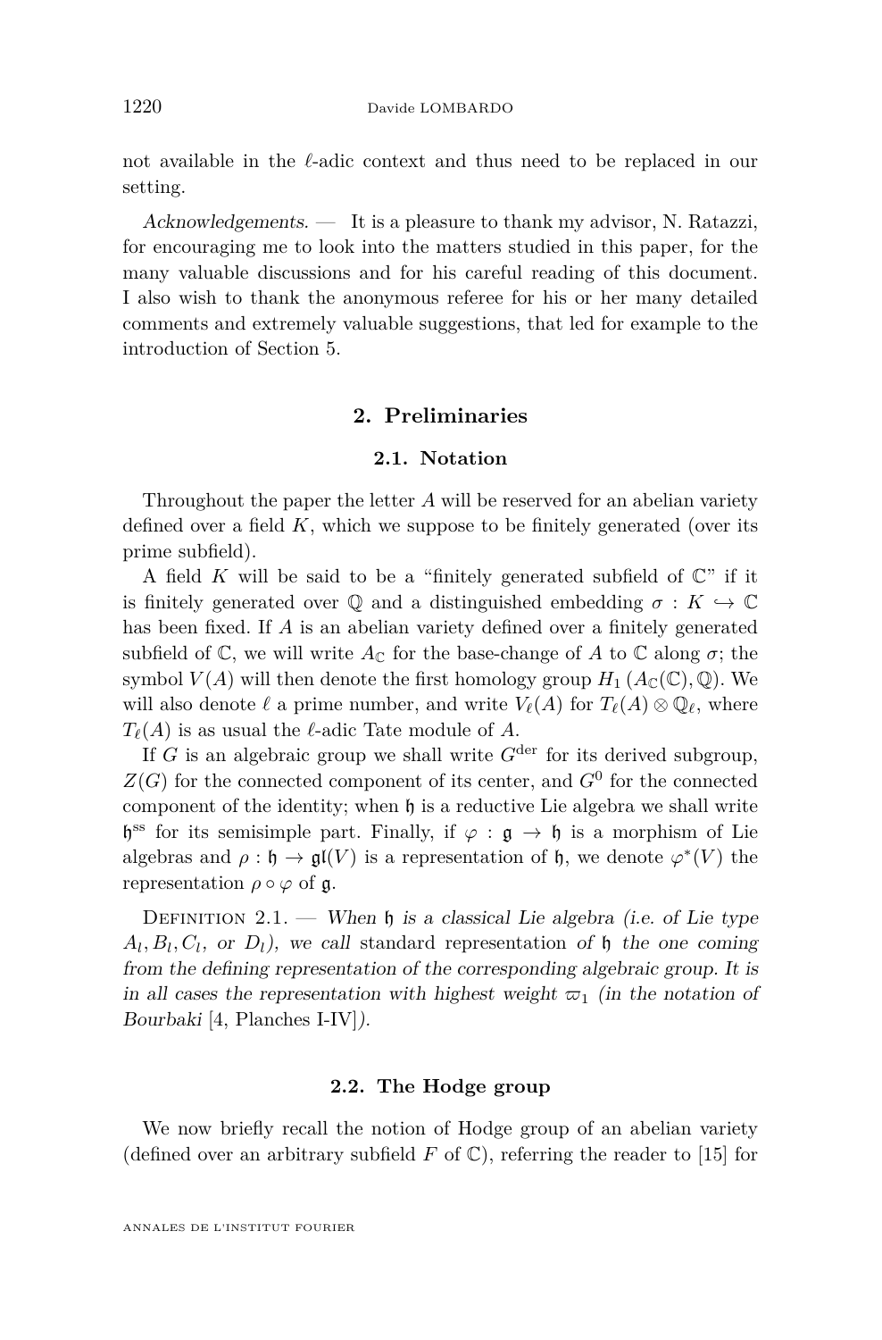not available in the $\ell$-adic context and thus need to be replaced in our setting.

*Acknowledgements.* — It is a pleasure to thank my advisor, N. Ratazzi, for encouraging me to look into the matters studied in this paper, for the many valuable discussions and for his careful reading of this document. I also wish to thank the anonymous referee for his or her many detailed comments and extremely valuable suggestions, that led for example to the introduction of Section 5.

## 2. Preliminaries

### 2.1. Notation

Throughout the paper the letter $A$ will be reserved for an abelian variety defined over a field $K$, which we suppose to be finitely generated (over its prime subfield).

A field $K$ will be said to be a "finitely generated subfield of $\mathbb{C}$" if it is finitely generated over $\mathbb{Q}$ and a distinguished embedding $\sigma : K \hookrightarrow \mathbb{C}$ has been fixed. If $A$ is an abelian variety defined over a finitely generated subfield of $\mathbb{C}$, we will write $A_{\mathbb{C}}$ for the base-change of $A$ to $\mathbb{C}$ along $\sigma$; the symbol $V(A)$ will then denote the first homology group $H_1(A_{\mathbb{C}}(\mathbb{C}), \mathbb{Q})$. We will also denote $\ell$ a prime number, and write $V_\ell(A)$ for $T_\ell(A) \otimes \mathbb{Q}_\ell$, where $T_\ell(A)$ is as usual the $\ell$-adic Tate module of $A$.

If $G$ is an algebraic group we shall write $G^{\text{der}}$ for its derived subgroup, $Z(G)$ for the connected component of its center, and $G^0$ for the connected component of the identity; when $\mathfrak{h}$ is a reductive Lie algebra we shall write $\mathfrak{h}^{\text{ss}}$ for its semisimple part. Finally, if $\varphi : \mathfrak{g} \to \mathfrak{h}$ is a morphism of Lie algebras and $\rho : \mathfrak{h} \to \mathfrak{gl}(V)$ is a representation of $\mathfrak{h}$, we denote $\varphi^*(V)$ the representation $\rho \circ \varphi$ of $\mathfrak{g}$.

Definition 2.1. — *When $\mathfrak{h}$ is a classical Lie algebra (i.e. of Lie type $A_l, B_l, C_l$, or $D_l$), we call* standard representation *of $\mathfrak{h}$ the one coming from the defining representation of the corresponding algebraic group. It is in all cases the representation with highest weight $\varpi_1$ (in the notation of Bourbaki* [4, Planches I-IV]*).*

### 2.2. The Hodge group

We now briefly recall the notion of Hodge group of an abelian variety (defined over an arbitrary subfield $F$ of $\mathbb{C}$), referring the reader to [15] for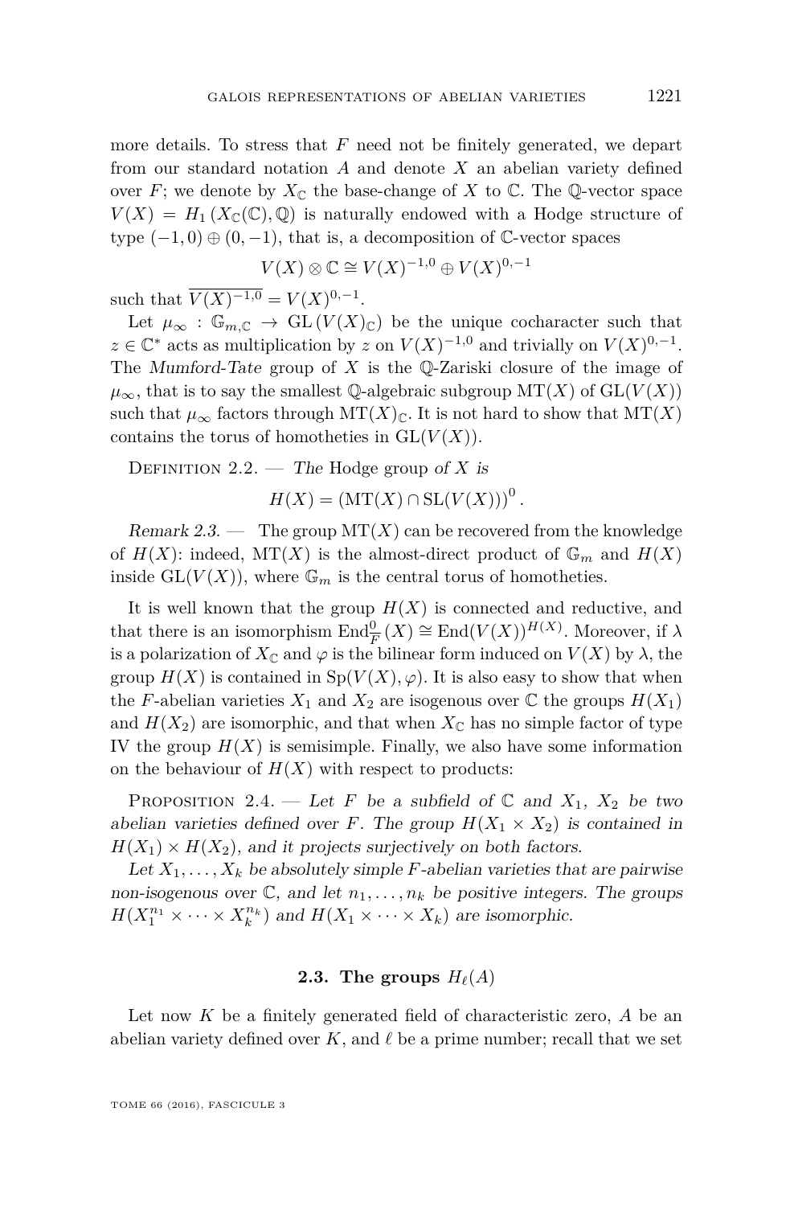more details. To stress that $F$ need not be finitely generated, we depart from our standard notation $A$ and denote $X$ an abelian variety defined over $F$; we denote by $X_{\mathbb{C}}$ the base-change of $X$ to $\mathbb{C}$. The $\mathbb{Q}$-vector space $V(X) = H_1(X_{\mathbb{C}}(\mathbb{C}), \mathbb{Q})$ is naturally endowed with a Hodge structure of type $(-1,0) \oplus (0,-1)$, that is, a decomposition of $\mathbb{C}$-vector spaces

$$V(X) \otimes \mathbb{C} \cong V(X)^{-1,0} \oplus V(X)^{0,-1}$$

such that $\overline{V(X)^{-1,0}} = V(X)^{0,-1}$.

Let $\mu_\infty : \mathbb{G}_{m,\mathbb{C}} \to \mathrm{GL}(V(X)_{\mathbb{C}})$ be the unique cocharacter such that $z \in \mathbb{C}^*$ acts as multiplication by $z$ on $V(X)^{-1,0}$ and trivially on $V(X)^{0,-1}$. The *Mumford-Tate* group of $X$ is the $\mathbb{Q}$-Zariski closure of the image of $\mu_\infty$, that is to say the smallest $\mathbb{Q}$-algebraic subgroup $\mathrm{MT}(X)$ of $\mathrm{GL}(V(X))$ such that $\mu_\infty$ factors through $\mathrm{MT}(X)_{\mathbb{C}}$. It is not hard to show that $\mathrm{MT}(X)$ contains the torus of homotheties in $\mathrm{GL}(V(X))$.

Definition 2.2. — *The* Hodge group *of $X$ is*

$$H(X) = \left(\mathrm{MT}(X) \cap \mathrm{SL}(V(X))\right)^0.$$

*Remark 2.3.* — The group $\mathrm{MT}(X)$ can be recovered from the knowledge of $H(X)$: indeed, $\mathrm{MT}(X)$ is the almost-direct product of $\mathbb{G}_m$ and $H(X)$ inside $\mathrm{GL}(V(X))$, where $\mathbb{G}_m$ is the central torus of homotheties.

It is well known that the group $H(X)$ is connected and reductive, and that there is an isomorphism $\mathrm{End}^0_{\overline{F}}(X) \cong \mathrm{End}(V(X))^{H(X)}$. Moreover, if $\lambda$ is a polarization of $X_{\mathbb{C}}$ and $\varphi$ is the bilinear form induced on $V(X)$ by $\lambda$, the group $H(X)$ is contained in $\mathrm{Sp}(V(X), \varphi)$. It is also easy to show that when the $F$-abelian varieties $X_1$ and $X_2$ are isogenous over $\mathbb{C}$ the groups $H(X_1)$ and $H(X_2)$ are isomorphic, and that when $X_{\mathbb{C}}$ has no simple factor of type IV the group $H(X)$ is semisimple. Finally, we also have some information on the behaviour of $H(X)$ with respect to products:

Proposition 2.4. — *Let $F$ be a subfield of $\mathbb{C}$ and $X_1$, $X_2$ be two abelian varieties defined over $F$. The group $H(X_1 \times X_2)$ is contained in $H(X_1) \times H(X_2)$, and it projects surjectively on both factors.*

*Let $X_1, \dots, X_k$ be absolutely simple $F$-abelian varieties that are pairwise non-isogenous over $\mathbb{C}$, and let $n_1, \dots, n_k$ be positive integers. The groups $H(X_1^{n_1} \times \dots \times X_k^{n_k})$ and $H(X_1 \times \dots \times X_k)$ are isomorphic.*

### 2.3. The groups $H_\ell(A)$

Let now $K$ be a finitely generated field of characteristic zero, $A$ be an abelian variety defined over $K$, and $\ell$ be a prime number; recall that we set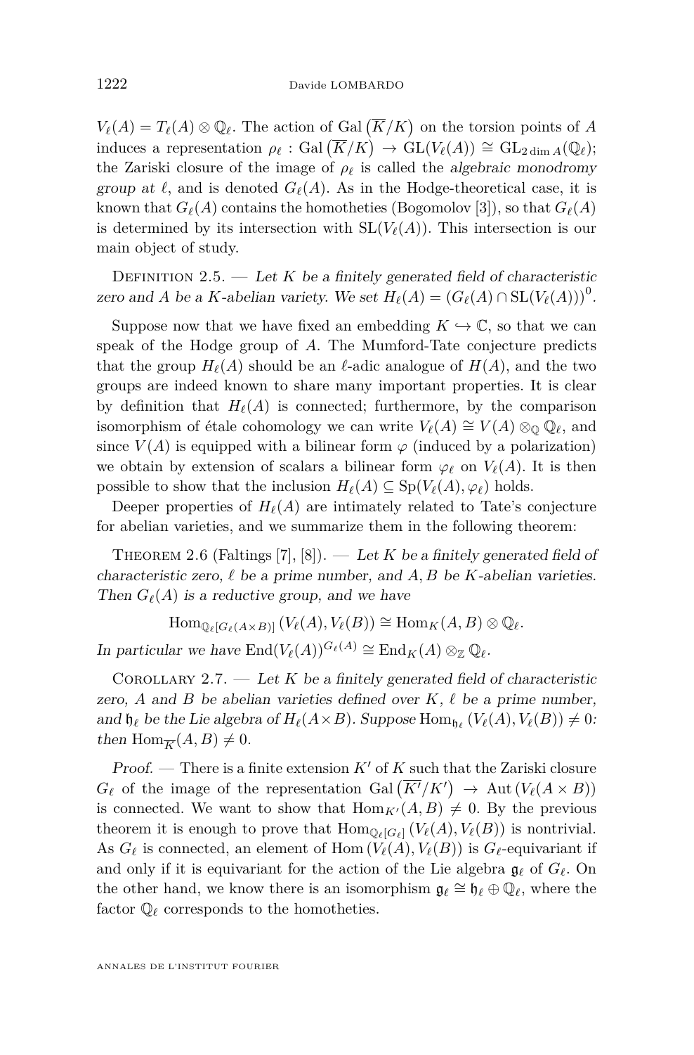$V_\ell(A) = T_\ell(A) \otimes \mathbb{Q}_\ell$. The action of $\operatorname{Gal}\left(\overline{K}/K\right)$ on the torsion points of $A$ induces a representation $\rho_\ell : \operatorname{Gal}\left(\overline{K}/K\right) \to \operatorname{GL}(V_\ell(A)) \cong \operatorname{GL}_{2\dim A}(\mathbb{Q}_\ell)$; the Zariski closure of the image of $\rho_\ell$ is called the *algebraic monodromy group at* $\ell$, and is denoted $G_\ell(A)$. As in the Hodge-theoretical case, it is known that $G_\ell(A)$ contains the homotheties (Bogomolov [3]), so that $G_\ell(A)$ is determined by its intersection with $\operatorname{SL}(V_\ell(A))$. This intersection is our main object of study.

Definition 2.5. — *Let $K$ be a finitely generated field of characteristic zero and $A$ be a $K$-abelian variety. We set $H_\ell(A) = \left(G_\ell(A) \cap \operatorname{SL}(V_\ell(A))\right)^0$.*

Suppose now that we have fixed an embedding $K \hookrightarrow \mathbb{C}$, so that we can speak of the Hodge group of $A$. The Mumford-Tate conjecture predicts that the group $H_\ell(A)$ should be an $\ell$-adic analogue of $H(A)$, and the two groups are indeed known to share many important properties. It is clear by definition that $H_\ell(A)$ is connected; furthermore, by the comparison isomorphism of étale cohomology we can write $V_\ell(A) \cong V(A) \otimes_{\mathbb{Q}} \mathbb{Q}_\ell$, and since $V(A)$ is equipped with a bilinear form $\varphi$ (induced by a polarization) we obtain by extension of scalars a bilinear form $\varphi_\ell$ on $V_\ell(A)$. It is then possible to show that the inclusion $H_\ell(A) \subseteq \operatorname{Sp}(V_\ell(A), \varphi_\ell)$ holds.

Deeper properties of $H_\ell(A)$ are intimately related to Tate's conjecture for abelian varieties, and we summarize them in the following theorem:

Theorem 2.6 (Faltings [7], [8]). — *Let $K$ be a finitely generated field of characteristic zero, $\ell$ be a prime number, and $A, B$ be $K$-abelian varieties. Then $G_\ell(A)$ is a reductive group, and we have*

$$\operatorname{Hom}_{\mathbb{Q}_\ell[G_\ell(A\times B)]}\left(V_\ell(A), V_\ell(B)\right) \cong \operatorname{Hom}_K(A, B) \otimes \mathbb{Q}_\ell.$$

*In particular we have $\operatorname{End}(V_\ell(A))^{G_\ell(A)} \cong \operatorname{End}_K(A) \otimes_{\mathbb{Z}} \mathbb{Q}_\ell$.*

Corollary 2.7. — *Let $K$ be a finitely generated field of characteristic zero, $A$ and $B$ be abelian varieties defined over $K$, $\ell$ be a prime number, and $\mathfrak{h}_\ell$ be the Lie algebra of $H_\ell(A\times B)$. Suppose $\operatorname{Hom}_{\mathfrak{h}_\ell}\left(V_\ell(A), V_\ell(B)\right) \neq 0$: then $\operatorname{Hom}_{\overline{K}}(A, B) \neq 0$.*

*Proof.* — There is a finite extension $K'$ of $K$ such that the Zariski closure $G_\ell$ of the image of the representation $\operatorname{Gal}\left(\overline{K'}/K'\right) \to \operatorname{Aut}\left(V_\ell(A \times B)\right)$ is connected. We want to show that $\operatorname{Hom}_{K'}(A, B) \neq 0$. By the previous theorem it is enough to prove that $\operatorname{Hom}_{\mathbb{Q}_\ell[G_\ell]}\left(V_\ell(A), V_\ell(B)\right)$ is nontrivial. As $G_\ell$ is connected, an element of $\operatorname{Hom}\left(V_\ell(A), V_\ell(B)\right)$ is $G_\ell$-equivariant if and only if it is equivariant for the action of the Lie algebra $\mathfrak{g}_\ell$ of $G_\ell$. On the other hand, we know there is an isomorphism $\mathfrak{g}_\ell \cong \mathfrak{h}_\ell \oplus \mathbb{Q}_\ell$, where the factor $\mathbb{Q}_\ell$ corresponds to the homotheties.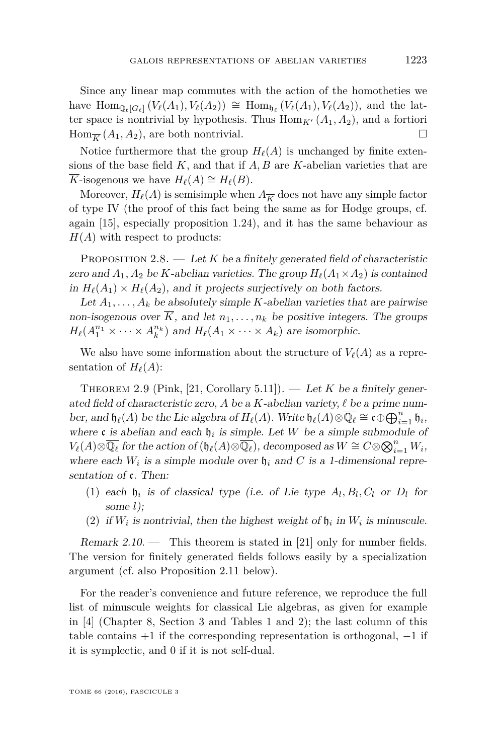Since any linear map commutes with the action of the homotheties we have $\operatorname{Hom}_{\mathbb{Q}_\ell[G_\ell]}(V_\ell(A_1), V_\ell(A_2)) \cong \operatorname{Hom}_{\mathfrak{h}_\ell}(V_\ell(A_1), V_\ell(A_2))$, and the latter space is nontrivial by hypothesis. Thus $\operatorname{Hom}_{K'}(A_1, A_2)$, and a fortiori $\operatorname{Hom}_{\overline{K}}(A_1, A_2)$, are both nontrivial. □

Notice furthermore that the group $H_\ell(A)$ is unchanged by finite extensions of the base field $K$, and that if $A, B$ are $K$-abelian varieties that are $\overline{K}$-isogenous we have $H_\ell(A) \cong H_\ell(B)$.

Moreover, $H_\ell(A)$ is semisimple when $A_{\overline{K}}$ does not have any simple factor of type IV (the proof of this fact being the same as for Hodge groups, cf. again [15], especially proposition 1.24), and it has the same behaviour as $H(A)$ with respect to products:

Proposition 2.8. — *Let $K$ be a finitely generated field of characteristic zero and $A_1, A_2$ be $K$-abelian varieties. The group $H_\ell(A_1 \times A_2)$ is contained in $H_\ell(A_1) \times H_\ell(A_2)$, and it projects surjectively on both factors.*

*Let $A_1, \ldots, A_k$ be absolutely simple $K$-abelian varieties that are pairwise non-isogenous over $\overline{K}$, and let $n_1, \ldots, n_k$ be positive integers. The groups $H_\ell(A_1^{n_1} \times \cdots \times A_k^{n_k})$ and $H_\ell(A_1 \times \cdots \times A_k)$ are isomorphic.*

We also have some information about the structure of $V_\ell(A)$ as a representation of $H_\ell(A)$:

Theorem 2.9 (Pink, [21, Corollary 5.11]). — *Let $K$ be a finitely generated field of characteristic zero, $A$ be a $K$-abelian variety, $\ell$ be a prime number, and $\mathfrak{h}_\ell(A)$ be the Lie algebra of $H_\ell(A)$. Write $\mathfrak{h}_\ell(A) \otimes \overline{\mathbb{Q}_\ell} \cong \mathfrak{c} \oplus \bigoplus_{i=1}^n \mathfrak{h}_i$, where $\mathfrak{c}$ is abelian and each $\mathfrak{h}_i$ is simple. Let $W$ be a simple submodule of $V_\ell(A) \otimes \overline{\mathbb{Q}_\ell}$ for the action of $(\mathfrak{h}_\ell(A) \otimes \overline{\mathbb{Q}_\ell})$, decomposed as $W \cong C \otimes \bigotimes_{i=1}^n W_i$, where each $W_i$ is a simple module over $\mathfrak{h}_i$ and $C$ is a 1-dimensional representation of $\mathfrak{c}$. Then:*

1. *each $\mathfrak{h}_i$ is of classical type (i.e. of Lie type $A_l, B_l, C_l$ or $D_l$ for some $l$);*
2. *if $W_i$ is nontrivial, then the highest weight of $\mathfrak{h}_i$ in $W_i$ is minuscule.*

*Remark 2.10.* — This theorem is stated in [21] only for number fields. The version for finitely generated fields follows easily by a specialization argument (cf. also Proposition 2.11 below).

For the reader's convenience and future reference, we reproduce the full list of minuscule weights for classical Lie algebras, as given for example in [4] (Chapter 8, Section 3 and Tables 1 and 2); the last column of this table contains $+1$ if the corresponding representation is orthogonal, $-1$ if it is symplectic, and 0 if it is not self-dual.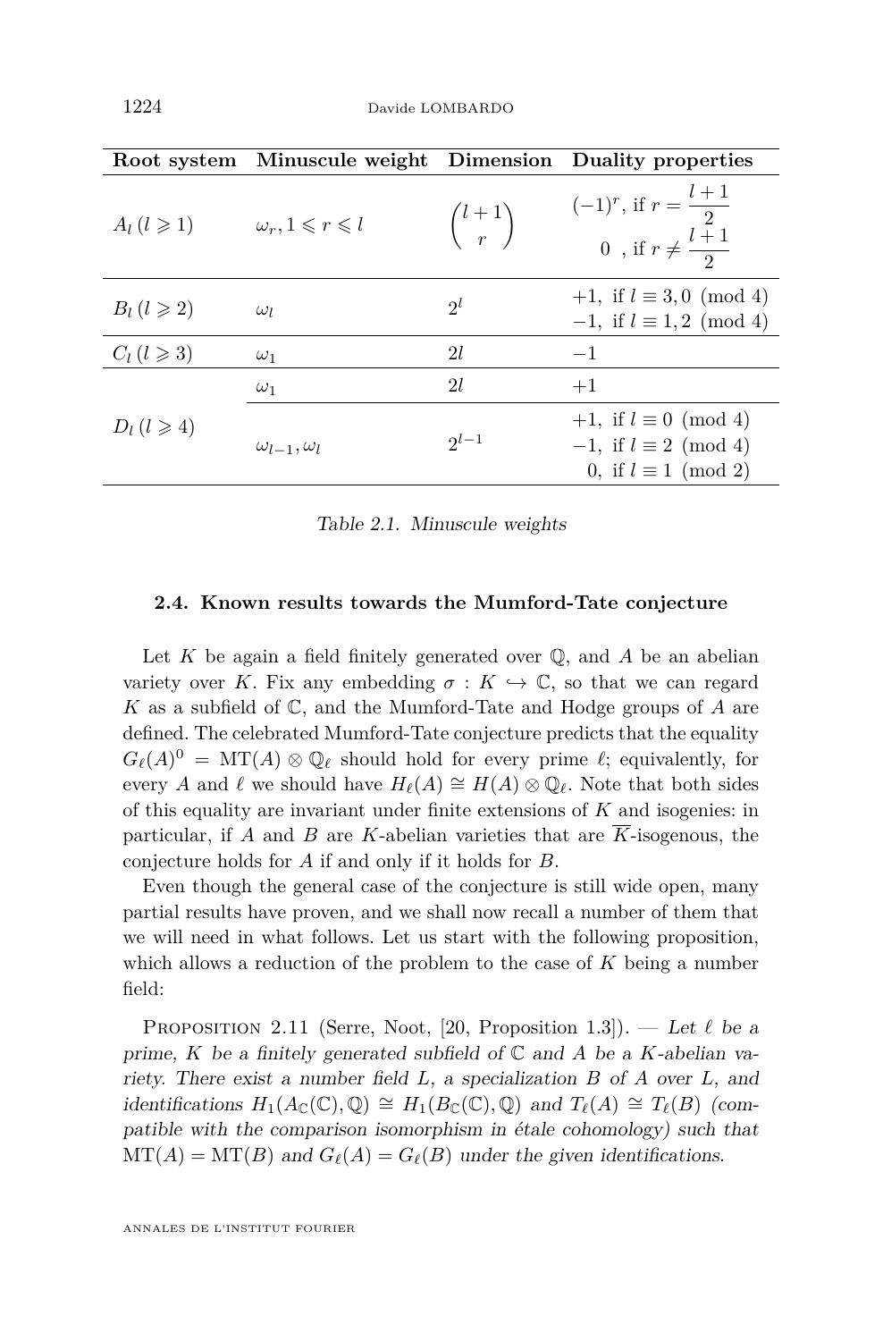| Root system | Minuscule weight | Dimension | Duality properties |
| --- | --- | --- | --- |
| $A_l\,(l \geqslant 1)$ | $\omega_r, 1 \leqslant r \leqslant l$ | $\binom{l+1}{r}$ | $(-1)^r$, if $r = \frac{l+1}{2}$; $0$, if $r \neq \frac{l+1}{2}$ |
| $B_l\,(l \geqslant 2)$ | $\omega_l$ | $2^l$ | $+1$, if $l \equiv 3, 0 \pmod 4$; $-1$, if $l \equiv 1, 2 \pmod 4$ |
| $C_l\,(l \geqslant 3)$ | $\omega_1$ | $2l$ | $-1$ |
| $D_l\,(l \geqslant 4)$ | $\omega_1$ | $2l$ | $+1$ |
| | $\omega_{l-1}, \omega_l$ | $2^{l-1}$ | $+1$, if $l \equiv 0 \pmod 4$; $-1$, if $l \equiv 2 \pmod 4$; $0$, if $l \equiv 1 \pmod 2$ |

*Table 2.1. Minuscule weights*

### 2.4. Known results towards the Mumford-Tate conjecture

Let $K$ be again a field finitely generated over $\mathbb{Q}$, and $A$ be an abelian variety over $K$. Fix any embedding $\sigma : K \hookrightarrow \mathbb{C}$, so that we can regard $K$ as a subfield of $\mathbb{C}$, and the Mumford-Tate and Hodge groups of $A$ are defined. The celebrated Mumford-Tate conjecture predicts that the equality $G_\ell(A)^0 = \operatorname{MT}(A) \otimes \mathbb{Q}_\ell$ should hold for every prime $\ell$; equivalently, for every $A$ and $\ell$ we should have $H_\ell(A) \cong H(A) \otimes \mathbb{Q}_\ell$. Note that both sides of this equality are invariant under finite extensions of $K$ and isogenies: in particular, if $A$ and $B$ are $K$-abelian varieties that are $\overline{K}$-isogenous, the conjecture holds for $A$ if and only if it holds for $B$.

Even though the general case of the conjecture is still wide open, many partial results have proven, and we shall now recall a number of them that we will need in what follows. Let us start with the following proposition, which allows a reduction of the problem to the case of $K$ being a number field:

Proposition 2.11 (Serre, Noot, [20, Proposition 1.3]). — *Let $\ell$ be a prime, $K$ be a finitely generated subfield of $\mathbb{C}$ and $A$ be a $K$-abelian variety. There exist a number field $L$, a specialization $B$ of $A$ over $L$, and identifications $H_1(A_{\mathbb{C}}(\mathbb{C}), \mathbb{Q}) \cong H_1(B_{\mathbb{C}}(\mathbb{C}), \mathbb{Q})$ and $T_\ell(A) \cong T_\ell(B)$ (compatible with the comparison isomorphism in étale cohomology) such that $\operatorname{MT}(A) = \operatorname{MT}(B)$ and $G_\ell(A) = G_\ell(B)$ under the given identifications.*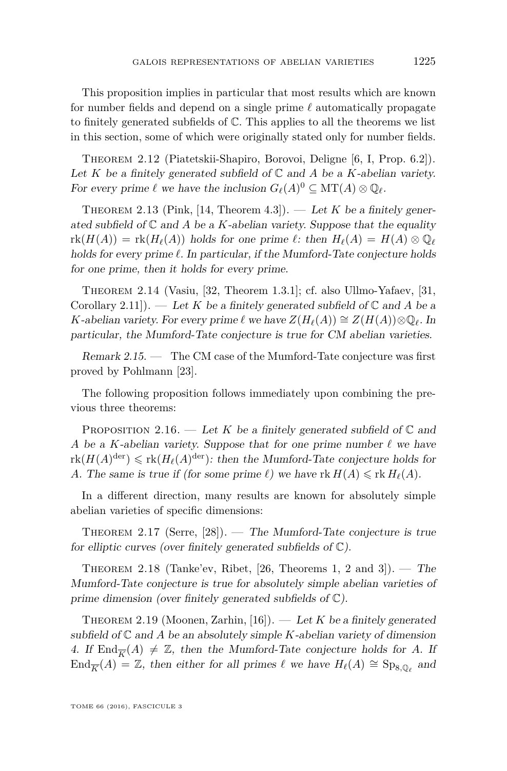This proposition implies in particular that most results which are known for number fields and depend on a single prime $\ell$ automatically propagate to finitely generated subfields of $\mathbb{C}$. This applies to all the theorems we list in this section, some of which were originally stated only for number fields.

Theorem 2.12 (Piatetskii-Shapiro, Borovoi, Deligne [6, I, Prop. 6.2]). *Let $K$ be a finitely generated subfield of $\mathbb{C}$ and $A$ be a $K$-abelian variety. For every prime $\ell$ we have the inclusion $G_\ell(A)^0 \subseteq \mathrm{MT}(A) \otimes \mathbb{Q}_\ell$.*

Theorem 2.13 (Pink, [14, Theorem 4.3]). — *Let $K$ be a finitely generated subfield of $\mathbb{C}$ and $A$ be a $K$-abelian variety. Suppose that the equality $\mathrm{rk}(H(A)) = \mathrm{rk}(H_\ell(A))$ holds for one prime $\ell$: then $H_\ell(A) = H(A) \otimes \mathbb{Q}_\ell$ holds for every prime $\ell$. In particular, if the Mumford-Tate conjecture holds for one prime, then it holds for every prime.*

Theorem 2.14 (Vasiu, [32, Theorem 1.3.1]; cf. also Ullmo-Yafaev, [31, Corollary 2.11]). — *Let $K$ be a finitely generated subfield of $\mathbb{C}$ and $A$ be a $K$-abelian variety. For every prime $\ell$ we have $Z(H_\ell(A)) \cong Z(H(A)) \otimes \mathbb{Q}_\ell$. In particular, the Mumford-Tate conjecture is true for CM abelian varieties.*

*Remark 2.15.* — The CM case of the Mumford-Tate conjecture was first proved by Pohlmann [23].

The following proposition follows immediately upon combining the previous three theorems:

Proposition 2.16. — *Let $K$ be a finitely generated subfield of $\mathbb{C}$ and $A$ be a $K$-abelian variety. Suppose that for one prime number $\ell$ we have $\mathrm{rk}(H(A)^{\mathrm{der}}) \leqslant \mathrm{rk}(H_\ell(A)^{\mathrm{der}})$: then the Mumford-Tate conjecture holds for $A$. The same is true if (for some prime $\ell$) we have $\mathrm{rk}\, H(A) \leqslant \mathrm{rk}\, H_\ell(A)$.*

In a different direction, many results are known for absolutely simple abelian varieties of specific dimensions:

Theorem 2.17 (Serre, [28]). — *The Mumford-Tate conjecture is true for elliptic curves (over finitely generated subfields of $\mathbb{C}$).*

Theorem 2.18 (Tanke'ev, Ribet, [26, Theorems 1, 2 and 3]). — *The Mumford-Tate conjecture is true for absolutely simple abelian varieties of prime dimension (over finitely generated subfields of $\mathbb{C}$).*

Theorem 2.19 (Moonen, Zarhin, [16]). — *Let $K$ be a finitely generated subfield of $\mathbb{C}$ and $A$ be an absolutely simple $K$-abelian variety of dimension 4. If $\mathrm{End}_{\overline{K}}(A) \neq \mathbb{Z}$, then the Mumford-Tate conjecture holds for $A$. If $\mathrm{End}_{\overline{K}}(A) = \mathbb{Z}$, then either for all primes $\ell$ we have $H_\ell(A) \cong \mathrm{Sp}_{8,\mathbb{Q}_\ell}$ and*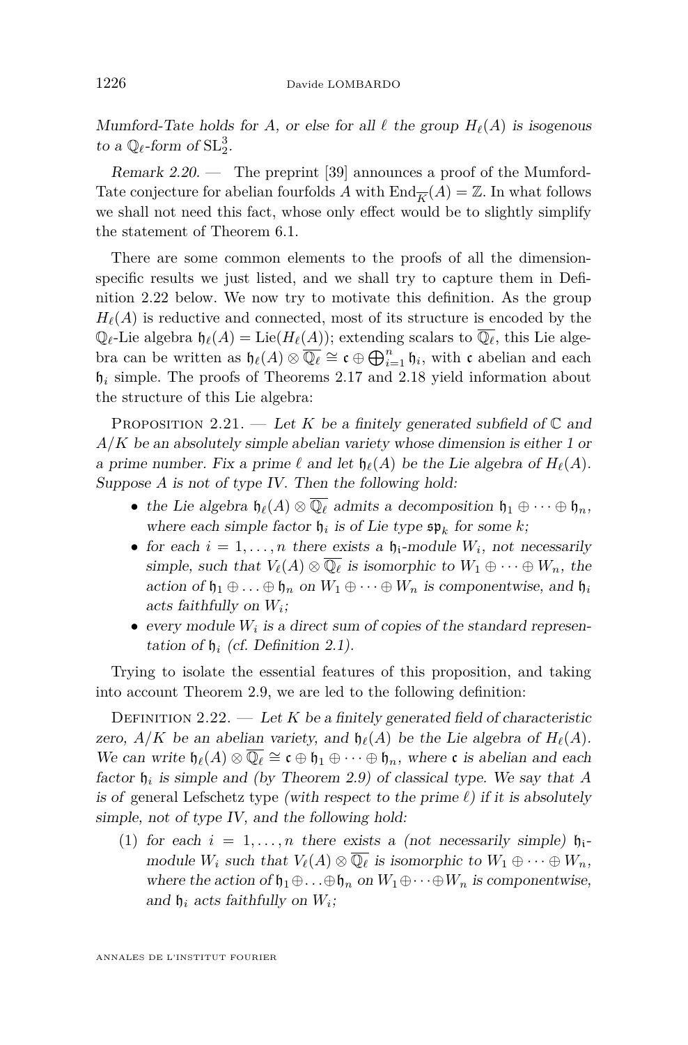*Mumford-Tate holds for $A$, or else for all $\ell$ the group $H_\ell(A)$ is isogenous to a $\mathbb{Q}_\ell$-form of $\mathrm{SL}_2^3$.*

*Remark 2.20.* — The preprint [39] announces a proof of the Mumford-Tate conjecture for abelian fourfolds $A$ with $\mathrm{End}_{\overline{K}}(A) = \mathbb{Z}$. In what follows we shall not need this fact, whose only effect would be to slightly simplify the statement of Theorem 6.1.

There are some common elements to the proofs of all the dimension-specific results we just listed, and we shall try to capture them in Definition 2.22 below. We now try to motivate this definition. As the group $H_\ell(A)$ is reductive and connected, most of its structure is encoded by the $\mathbb{Q}_\ell$-Lie algebra $\mathfrak{h}_\ell(A) = \mathrm{Lie}(H_\ell(A))$; extending scalars to $\overline{\mathbb{Q}_\ell}$, this Lie algebra can be written as $\mathfrak{h}_\ell(A) \otimes \overline{\mathbb{Q}_\ell} \cong \mathfrak{c} \oplus \bigoplus_{i=1}^n \mathfrak{h}_i$, with $\mathfrak{c}$ abelian and each $\mathfrak{h}_i$ simple. The proofs of Theorems 2.17 and 2.18 yield information about the structure of this Lie algebra:

Proposition 2.21. — *Let $K$ be a finitely generated subfield of $\mathbb{C}$ and $A/K$ be an absolutely simple abelian variety whose dimension is either 1 or a prime number. Fix a prime $\ell$ and let $\mathfrak{h}_\ell(A)$ be the Lie algebra of $H_\ell(A)$. Suppose $A$ is not of type IV. Then the following hold:*

- *the Lie algebra $\mathfrak{h}_\ell(A) \otimes \overline{\mathbb{Q}_\ell}$ admits a decomposition $\mathfrak{h}_1 \oplus \cdots \oplus \mathfrak{h}_n$, where each simple factor $\mathfrak{h}_i$ is of Lie type $\mathfrak{sp}_k$ for some $k$;*
- *for each $i = 1, \ldots, n$ there exists a $\mathfrak{h}_i$-module $W_i$, not necessarily simple, such that $V_\ell(A) \otimes \overline{\mathbb{Q}_\ell}$ is isomorphic to $W_1 \oplus \cdots \oplus W_n$, the action of $\mathfrak{h}_1 \oplus \ldots \oplus \mathfrak{h}_n$ on $W_1 \oplus \cdots \oplus W_n$ is componentwise, and $\mathfrak{h}_i$ acts faithfully on $W_i$;*
- *every module $W_i$ is a direct sum of copies of the standard representation of $\mathfrak{h}_i$ (cf. Definition 2.1).*

Trying to isolate the essential features of this proposition, and taking into account Theorem 2.9, we are led to the following definition:

Definition 2.22. — *Let $K$ be a finitely generated field of characteristic zero, $A/K$ be an abelian variety, and $\mathfrak{h}_\ell(A)$ be the Lie algebra of $H_\ell(A)$. We can write $\mathfrak{h}_\ell(A) \otimes \overline{\mathbb{Q}_\ell} \cong \mathfrak{c} \oplus \mathfrak{h}_1 \oplus \cdots \oplus \mathfrak{h}_n$, where $\mathfrak{c}$ is abelian and each factor $\mathfrak{h}_i$ is simple and (by Theorem 2.9) of classical type. We say that $A$ is of* general Lefschetz type *(with respect to the prime $\ell$) if it is absolutely simple, not of type IV, and the following hold:*

1. *for each $i = 1, \ldots, n$ there exists a (not necessarily simple) $\mathfrak{h}_i$-module $W_i$ such that $V_\ell(A) \otimes \overline{\mathbb{Q}_\ell}$ is isomorphic to $W_1 \oplus \cdots \oplus W_n$, where the action of $\mathfrak{h}_1 \oplus \ldots \oplus \mathfrak{h}_n$ on $W_1 \oplus \cdots \oplus W_n$ is componentwise, and $\mathfrak{h}_i$ acts faithfully on $W_i$;*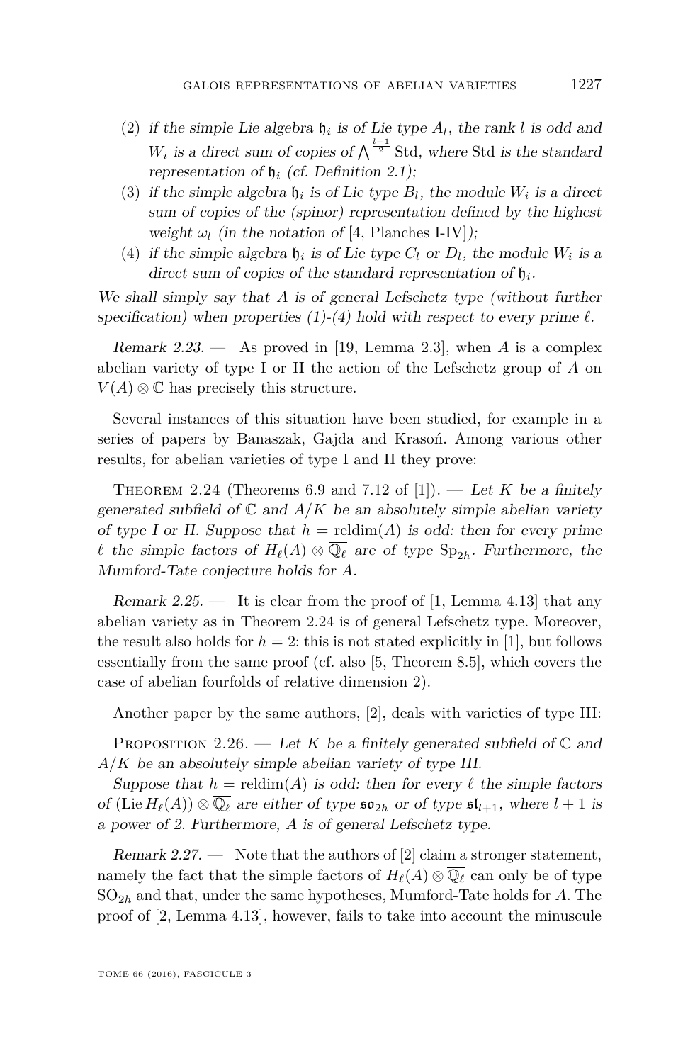(2) *if the simple Lie algebra $\mathfrak{h}_i$ is of Lie type $A_l$, the rank $l$ is odd and $W_i$ is a direct sum of copies of $\bigwedge^{\frac{l+1}{2}} \operatorname{Std}$, where* Std *is the standard representation of $\mathfrak{h}_i$ (cf. Definition 2.1);*

(3) *if the simple algebra $\mathfrak{h}_i$ is of Lie type $B_l$, the module $W_i$ is a direct sum of copies of the (spinor) representation defined by the highest weight $\omega_l$ (in the notation of* [4, Planches I-IV]*);*

(4) *if the simple algebra $\mathfrak{h}_i$ is of Lie type $C_l$ or $D_l$, the module $W_i$ is a direct sum of copies of the standard representation of $\mathfrak{h}_i$.*

*We shall simply say that $A$ is of general Lefschetz type (without further specification) when properties (1)-(4) hold with respect to every prime $\ell$.*

*Remark 2.23.* — As proved in [19, Lemma 2.3], when $A$ is a complex abelian variety of type I or II the action of the Lefschetz group of $A$ on $V(A) \otimes \mathbb{C}$ has precisely this structure.

Several instances of this situation have been studied, for example in a series of papers by Banaszak, Gajda and Krasoń. Among various other results, for abelian varieties of type I and II they prove:

Theorem 2.24 (Theorems 6.9 and 7.12 of [1]). — *Let $K$ be a finitely generated subfield of $\mathbb{C}$ and $A/K$ be an absolutely simple abelian variety of type I or II. Suppose that $h = \operatorname{reldim}(A)$ is odd: then for every prime $\ell$ the simple factors of $H_\ell(A) \otimes \overline{\mathbb{Q}_\ell}$ are of type $\operatorname{Sp}_{2h}$. Furthermore, the Mumford-Tate conjecture holds for $A$.*

*Remark 2.25.* — It is clear from the proof of [1, Lemma 4.13] that any abelian variety as in Theorem 2.24 is of general Lefschetz type. Moreover, the result also holds for $h = 2$: this is not stated explicitly in [1], but follows essentially from the same proof (cf. also [5, Theorem 8.5], which covers the case of abelian fourfolds of relative dimension 2).

Another paper by the same authors, [2], deals with varieties of type III:

Proposition 2.26. — *Let $K$ be a finitely generated subfield of $\mathbb{C}$ and $A/K$ be an absolutely simple abelian variety of type III.*

*Suppose that $h = \operatorname{reldim}(A)$ is odd: then for every $\ell$ the simple factors of $(\operatorname{Lie} H_\ell(A)) \otimes \overline{\mathbb{Q}_\ell}$ are either of type $\mathfrak{so}_{2h}$ or of type $\mathfrak{sl}_{l+1}$, where $l+1$ is a power of 2. Furthermore, $A$ is of general Lefschetz type.*

*Remark 2.27.* — Note that the authors of [2] claim a stronger statement, namely the fact that the simple factors of $H_\ell(A) \otimes \overline{\mathbb{Q}_\ell}$ can only be of type $\operatorname{SO}_{2h}$ and that, under the same hypotheses, Mumford-Tate holds for $A$. The proof of [2, Lemma 4.13], however, fails to take into account the minuscule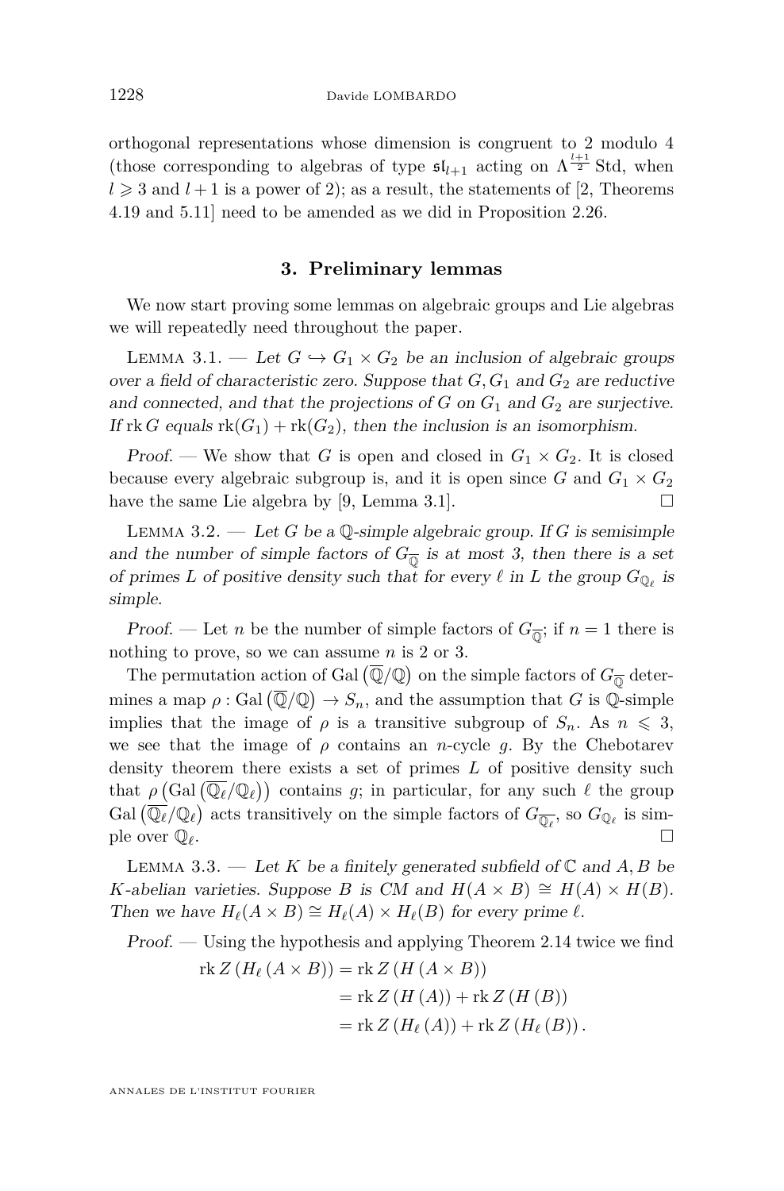orthogonal representations whose dimension is congruent to 2 modulo 4 (those corresponding to algebras of type $\mathfrak{sl}_{l+1}$ acting on $\Lambda^{\frac{l+1}{2}} \operatorname{Std}$, when $l \geqslant 3$ and $l+1$ is a power of 2); as a result, the statements of [2, Theorems 4.19 and 5.11] need to be amended as we did in Proposition 2.26.

## 3. Preliminary lemmas

We now start proving some lemmas on algebraic groups and Lie algebras we will repeatedly need throughout the paper.

Lemma 3.1. — *Let $G \hookrightarrow G_1 \times G_2$ be an inclusion of algebraic groups over a field of characteristic zero. Suppose that $G, G_1$ and $G_2$ are reductive and connected, and that the projections of $G$ on $G_1$ and $G_2$ are surjective. If $\operatorname{rk} G$ equals $\operatorname{rk}(G_1) + \operatorname{rk}(G_2)$, then the inclusion is an isomorphism.*

*Proof.* — We show that $G$ is open and closed in $G_1 \times G_2$. It is closed because every algebraic subgroup is, and it is open since $G$ and $G_1 \times G_2$ have the same Lie algebra by [9, Lemma 3.1]. □

Lemma 3.2. — *Let $G$ be a $\mathbb{Q}$-simple algebraic group. If $G$ is semisimple and the number of simple factors of $G_{\overline{\mathbb{Q}}}$ is at most 3, then there is a set of primes $L$ of positive density such that for every $\ell$ in $L$ the group $G_{\mathbb{Q}_\ell}$ is simple.*

*Proof.* — Let $n$ be the number of simple factors of $G_{\overline{\mathbb{Q}}}$; if $n = 1$ there is nothing to prove, so we can assume $n$ is 2 or 3.

The permutation action of $\operatorname{Gal}\left(\overline{\mathbb{Q}}/\mathbb{Q}\right)$ on the simple factors of $G_{\overline{\mathbb{Q}}}$ determines a map $\rho : \operatorname{Gal}\left(\overline{\mathbb{Q}}/\mathbb{Q}\right) \to S_n$, and the assumption that $G$ is $\mathbb{Q}$-simple implies that the image of $\rho$ is a transitive subgroup of $S_n$. As $n \leqslant 3$, we see that the image of $\rho$ contains an $n$-cycle $g$. By the Chebotarev density theorem there exists a set of primes $L$ of positive density such that $\rho\left(\operatorname{Gal}\left(\overline{\mathbb{Q}_\ell}/\mathbb{Q}_\ell\right)\right)$ contains $g$; in particular, for any such $\ell$ the group $\operatorname{Gal}\left(\overline{\mathbb{Q}_\ell}/\mathbb{Q}_\ell\right)$ acts transitively on the simple factors of $G_{\overline{\mathbb{Q}_\ell}}$, so $G_{\mathbb{Q}_\ell}$ is simple over $\mathbb{Q}_\ell$. □

Lemma 3.3. — *Let $K$ be a finitely generated subfield of $\mathbb{C}$ and $A, B$ be $K$-abelian varieties. Suppose $B$ is CM and $H(A \times B) \cong H(A) \times H(B)$. Then we have $H_\ell(A \times B) \cong H_\ell(A) \times H_\ell(B)$ for every prime $\ell$.*

*Proof.* — Using the hypothesis and applying Theorem 2.14 twice we find

$$\begin{aligned}
\operatorname{rk} Z\left(H_\ell\left(A \times B\right)\right) &= \operatorname{rk} Z\left(H\left(A \times B\right)\right) \\
&= \operatorname{rk} Z\left(H\left(A\right)\right) + \operatorname{rk} Z\left(H\left(B\right)\right) \\
&= \operatorname{rk} Z\left(H_\ell\left(A\right)\right) + \operatorname{rk} Z\left(H_\ell\left(B\right)\right).
\end{aligned}$$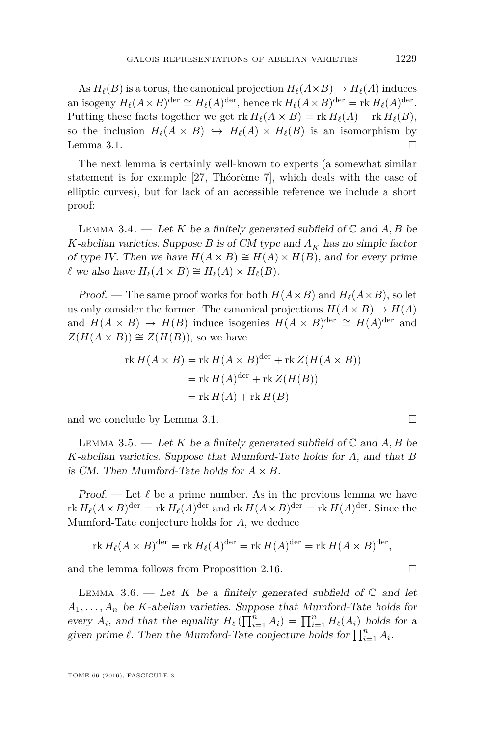As $H_\ell(B)$ is a torus, the canonical projection $H_\ell(A\times B) \to H_\ell(A)$ induces an isogeny $H_\ell(A\times B)^{\mathrm{der}} \cong H_\ell(A)^{\mathrm{der}}$, hence $\operatorname{rk} H_\ell(A\times B)^{\mathrm{der}} = \operatorname{rk} H_\ell(A)^{\mathrm{der}}$. Putting these facts together we get $\operatorname{rk} H_\ell(A\times B) = \operatorname{rk} H_\ell(A) + \operatorname{rk} H_\ell(B)$, so the inclusion $H_\ell(A\times B) \hookrightarrow H_\ell(A)\times H_\ell(B)$ is an isomorphism by Lemma 3.1. □

The next lemma is certainly well-known to experts (a somewhat similar statement is for example [27, Théorème 7], which deals with the case of elliptic curves), but for lack of an accessible reference we include a short proof:

Lemma 3.4. — *Let $K$ be a finitely generated subfield of $\mathbb{C}$ and $A, B$ be $K$-abelian varieties. Suppose $B$ is of CM type and $A_{\overline{K}}$ has no simple factor of type IV. Then we have $H(A\times B) \cong H(A)\times H(B)$, and for every prime $\ell$ we also have $H_\ell(A\times B) \cong H_\ell(A)\times H_\ell(B)$.*

*Proof.* — The same proof works for both $H(A\times B)$ and $H_\ell(A\times B)$, so let us only consider the former. The canonical projections $H(A\times B) \to H(A)$ and $H(A\times B) \to H(B)$ induce isogenies $H(A\times B)^{\mathrm{der}} \cong H(A)^{\mathrm{der}}$ and $Z(H(A\times B)) \cong Z(H(B))$, so we have

$$\begin{aligned}
\operatorname{rk} H(A\times B) &= \operatorname{rk} H(A\times B)^{\mathrm{der}} + \operatorname{rk} Z(H(A\times B)) \\
&= \operatorname{rk} H(A)^{\mathrm{der}} + \operatorname{rk} Z(H(B)) \\
&= \operatorname{rk} H(A) + \operatorname{rk} H(B)
\end{aligned}$$

and we conclude by Lemma 3.1. □

Lemma 3.5. — *Let $K$ be a finitely generated subfield of $\mathbb{C}$ and $A, B$ be $K$-abelian varieties. Suppose that Mumford-Tate holds for $A$, and that $B$ is CM. Then Mumford-Tate holds for $A\times B$.*

*Proof.* — Let $\ell$ be a prime number. As in the previous lemma we have $\operatorname{rk} H_\ell(A\times B)^{\mathrm{der}} = \operatorname{rk} H_\ell(A)^{\mathrm{der}}$ and $\operatorname{rk} H(A\times B)^{\mathrm{der}} = \operatorname{rk} H(A)^{\mathrm{der}}$. Since the Mumford-Tate conjecture holds for $A$, we deduce

$$\operatorname{rk} H_\ell(A\times B)^{\mathrm{der}} = \operatorname{rk} H_\ell(A)^{\mathrm{der}} = \operatorname{rk} H(A)^{\mathrm{der}} = \operatorname{rk} H(A\times B)^{\mathrm{der}},$$

and the lemma follows from Proposition 2.16. □

Lemma 3.6. — *Let $K$ be a finitely generated subfield of $\mathbb{C}$ and let $A_1, \ldots, A_n$ be $K$-abelian varieties. Suppose that Mumford-Tate holds for every $A_i$, and that the equality $H_\ell\left(\prod_{i=1}^n A_i\right) = \prod_{i=1}^n H_\ell(A_i)$ holds for a given prime $\ell$. Then the Mumford-Tate conjecture holds for $\prod_{i=1}^n A_i$.*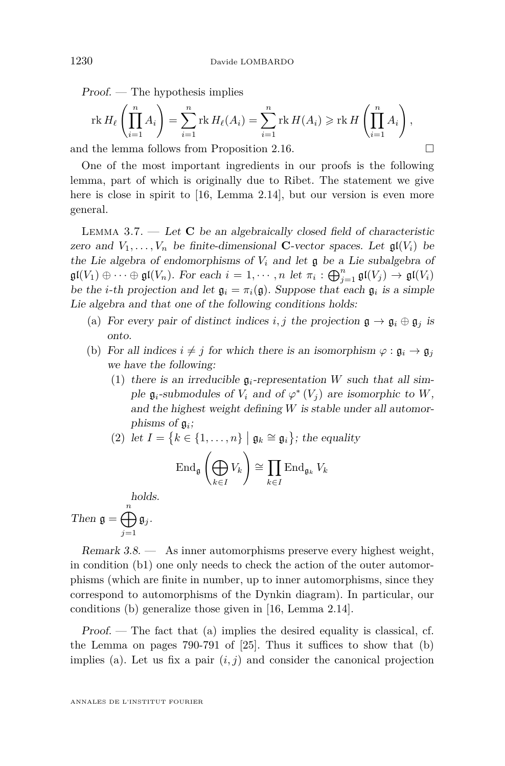*Proof.* — The hypothesis implies

$$\operatorname{rk} H_\ell\left(\prod_{i=1}^n A_i\right) = \sum_{i=1}^n \operatorname{rk} H_\ell(A_i) = \sum_{i=1}^n \operatorname{rk} H(A_i) \geqslant \operatorname{rk} H\left(\prod_{i=1}^n A_i\right),$$

and the lemma follows from Proposition 2.16. □

One of the most important ingredients in our proofs is the following lemma, part of which is originally due to Ribet. The statement we give here is close in spirit to [16, Lemma 2.14], but our version is even more general.

Lemma 3.7. — *Let $\mathbf{C}$ be an algebraically closed field of characteristic zero and $V_1, \ldots, V_n$ be finite-dimensional $\mathbf{C}$-vector spaces. Let $\mathfrak{gl}(V_i)$ be the Lie algebra of endomorphisms of $V_i$ and let $\mathfrak{g}$ be a Lie subalgebra of $\mathfrak{gl}(V_1) \oplus \cdots \oplus \mathfrak{gl}(V_n)$. For each $i = 1, \cdots, n$ let $\pi_i : \bigoplus_{j=1}^n \mathfrak{gl}(V_j) \to \mathfrak{gl}(V_i)$ be the $i$-th projection and let $\mathfrak{g}_i = \pi_i(\mathfrak{g})$. Suppose that each $\mathfrak{g}_i$ is a simple Lie algebra and that one of the following conditions holds:*

(a) *For every pair of distinct indices $i, j$ the projection $\mathfrak{g} \to \mathfrak{g}_i \oplus \mathfrak{g}_j$ is onto.*

(b) *For all indices $i \neq j$ for which there is an isomorphism $\varphi : \mathfrak{g}_i \to \mathfrak{g}_j$ we have the following:*

   (1) *there is an irreducible $\mathfrak{g}_i$-representation $W$ such that all simple $\mathfrak{g}_i$-submodules of $V_i$ and of $\varphi^*(V_j)$ are isomorphic to $W$, and the highest weight defining $W$ is stable under all automorphisms of $\mathfrak{g}_i$;*

   (2) *let $I = \{k \in \{1, \ldots, n\} \mid \mathfrak{g}_k \cong \mathfrak{g}_i\}$; the equality*

$$\operatorname{End}_{\mathfrak{g}}\left(\bigoplus_{k \in I} V_k\right) \cong \prod_{k \in I} \operatorname{End}_{\mathfrak{g}_k} V_k$$

   *holds.*

*Then* $\mathfrak{g} = \displaystyle\bigoplus_{j=1}^n \mathfrak{g}_j$.

*Remark 3.8.* — As inner automorphisms preserve every highest weight, in condition (b1) one only needs to check the action of the outer automorphisms (which are finite in number, up to inner automorphisms, since they correspond to automorphisms of the Dynkin diagram). In particular, our conditions (b) generalize those given in [16, Lemma 2.14].

*Proof.* — The fact that (a) implies the desired equality is classical, cf. the Lemma on pages 790-791 of [25]. Thus it suffices to show that (b) implies (a). Let us fix a pair $(i, j)$ and consider the canonical projection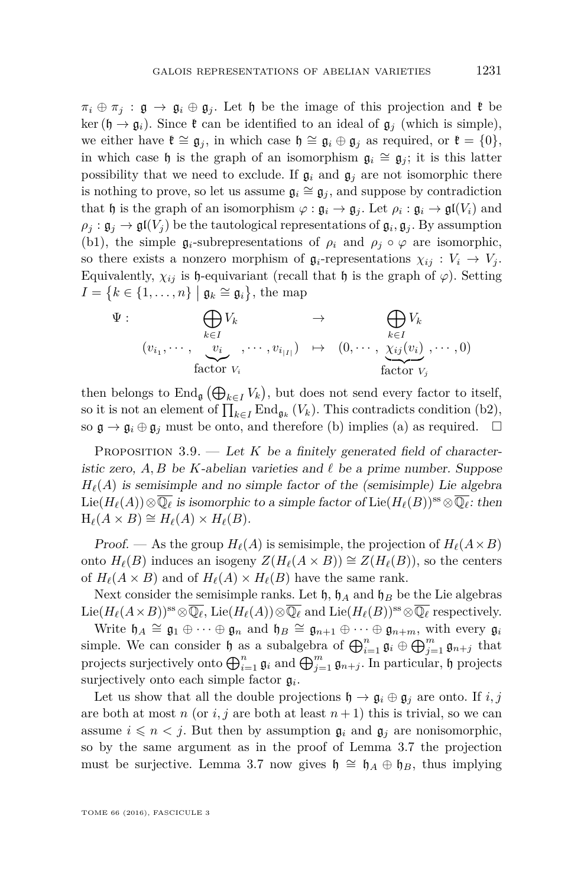$\pi_i \oplus \pi_j : \mathfrak{g} \to \mathfrak{g}_i \oplus \mathfrak{g}_j$. Let $\mathfrak{h}$ be the image of this projection and $\mathfrak{k}$ be $\ker(\mathfrak{h} \to \mathfrak{g}_i)$. Since $\mathfrak{k}$ can be identified to an ideal of $\mathfrak{g}_j$ (which is simple), we either have $\mathfrak{k} \cong \mathfrak{g}_j$, in which case $\mathfrak{h} \cong \mathfrak{g}_i \oplus \mathfrak{g}_j$ as required, or $\mathfrak{k} = \{0\}$, in which case $\mathfrak{h}$ is the graph of an isomorphism $\mathfrak{g}_i \cong \mathfrak{g}_j$; it is this latter possibility that we need to exclude. If $\mathfrak{g}_i$ and $\mathfrak{g}_j$ are not isomorphic there is nothing to prove, so let us assume $\mathfrak{g}_i \cong \mathfrak{g}_j$, and suppose by contradiction that $\mathfrak{h}$ is the graph of an isomorphism $\varphi : \mathfrak{g}_i \to \mathfrak{g}_j$. Let $\rho_i : \mathfrak{g}_i \to \mathfrak{gl}(V_i)$ and $\rho_j : \mathfrak{g}_j \to \mathfrak{gl}(V_j)$ be the tautological representations of $\mathfrak{g}_i, \mathfrak{g}_j$. By assumption (b1), the simple $\mathfrak{g}_i$-subrepresentations of $\rho_i$ and $\rho_j \circ \varphi$ are isomorphic, so there exists a nonzero morphism of $\mathfrak{g}_i$-representations $\chi_{ij} : V_i \to V_j$. Equivalently, $\chi_{ij}$ is $\mathfrak{h}$-equivariant (recall that $\mathfrak{h}$ is the graph of $\varphi$). Setting $I = \{k \in \{1, \ldots, n\} \mid \mathfrak{g}_k \cong \mathfrak{g}_i\}$, the map

$$\begin{array}{rccc} \Psi : & \bigoplus_{k \in I} V_k & \to & \bigoplus_{k\in I} V_k \\ & (v_{i_1}, \cdots, \underbrace{v_i}_{\text{factor } V_i}, \cdots, v_{i_{|I|}}) & \mapsto & (0, \cdots, \underbrace{\chi_{ij}(v_i)}_{\text{factor } V_j}, \cdots, 0) \end{array}$$

then belongs to $\operatorname{End}_{\mathfrak{g}}\left(\bigoplus_{k \in I} V_k\right)$, but does not send every factor to itself, so it is not an element of $\prod_{k \in I} \operatorname{End}_{\mathfrak{g}_k}(V_k)$. This contradicts condition (b2), so $\mathfrak{g} \to \mathfrak{g}_i \oplus \mathfrak{g}_j$ must be onto, and therefore (b) implies (a) as required. $\square$

Proposition 3.9. — *Let $K$ be a finitely generated field of characteristic zero, $A, B$ be $K$-abelian varieties and $\ell$ be a prime number. Suppose $H_\ell(A)$ is semisimple and no simple factor of the (semisimple) Lie algebra $\operatorname{Lie}(H_\ell(A)) \otimes \overline{\mathbb{Q}_\ell}$ is isomorphic to a simple factor of $\operatorname{Lie}(H_\ell(B))^{\mathrm{ss}} \otimes \overline{\mathbb{Q}_\ell}$: then $\mathrm{H}_\ell(A \times B) \cong H_\ell(A) \times H_\ell(B)$.*

*Proof.* — As the group $H_\ell(A)$ is semisimple, the projection of $H_\ell(A \times B)$ onto $H_\ell(B)$ induces an isogeny $Z(H_\ell(A \times B)) \cong Z(H_\ell(B))$, so the centers of $H_\ell(A \times B)$ and of $H_\ell(A) \times H_\ell(B)$ have the same rank.

Next consider the semisimple ranks. Let $\mathfrak{h}$, $\mathfrak{h}_A$ and $\mathfrak{h}_B$ be the Lie algebras $\operatorname{Lie}(H_\ell(A \times B))^{\mathrm{ss}} \otimes \overline{\mathbb{Q}_\ell}$, $\operatorname{Lie}(H_\ell(A)) \otimes \overline{\mathbb{Q}_\ell}$ and $\operatorname{Lie}(H_\ell(B))^{\mathrm{ss}} \otimes \overline{\mathbb{Q}_\ell}$ respectively.

Write $\mathfrak{h}_A \cong \mathfrak{g}_1 \oplus \cdots \oplus \mathfrak{g}_n$ and $\mathfrak{h}_B \cong \mathfrak{g}_{n+1} \oplus \cdots \oplus \mathfrak{g}_{n+m}$, with every $\mathfrak{g}_i$ simple. We can consider $\mathfrak{h}$ as a subalgebra of $\bigoplus_{i=1}^n \mathfrak{g}_i \oplus \bigoplus_{j=1}^m \mathfrak{g}_{n+j}$ that projects surjectively onto $\bigoplus_{i=1}^n \mathfrak{g}_i$ and $\bigoplus_{j=1}^m \mathfrak{g}_{n+j}$. In particular, $\mathfrak{h}$ projects surjectively onto each simple factor $\mathfrak{g}_i$.

Let us show that all the double projections $\mathfrak{h} \to \mathfrak{g}_i \oplus \mathfrak{g}_j$ are onto. If $i, j$ are both at most $n$ (or $i, j$ are both at least $n+1$) this is trivial, so we can assume $i \leqslant n < j$. But then by assumption $\mathfrak{g}_i$ and $\mathfrak{g}_j$ are nonisomorphic, so by the same argument as in the proof of Lemma 3.7 the projection must be surjective. Lemma 3.7 now gives $\mathfrak{h} \cong \mathfrak{h}_A \oplus \mathfrak{h}_B$, thus implying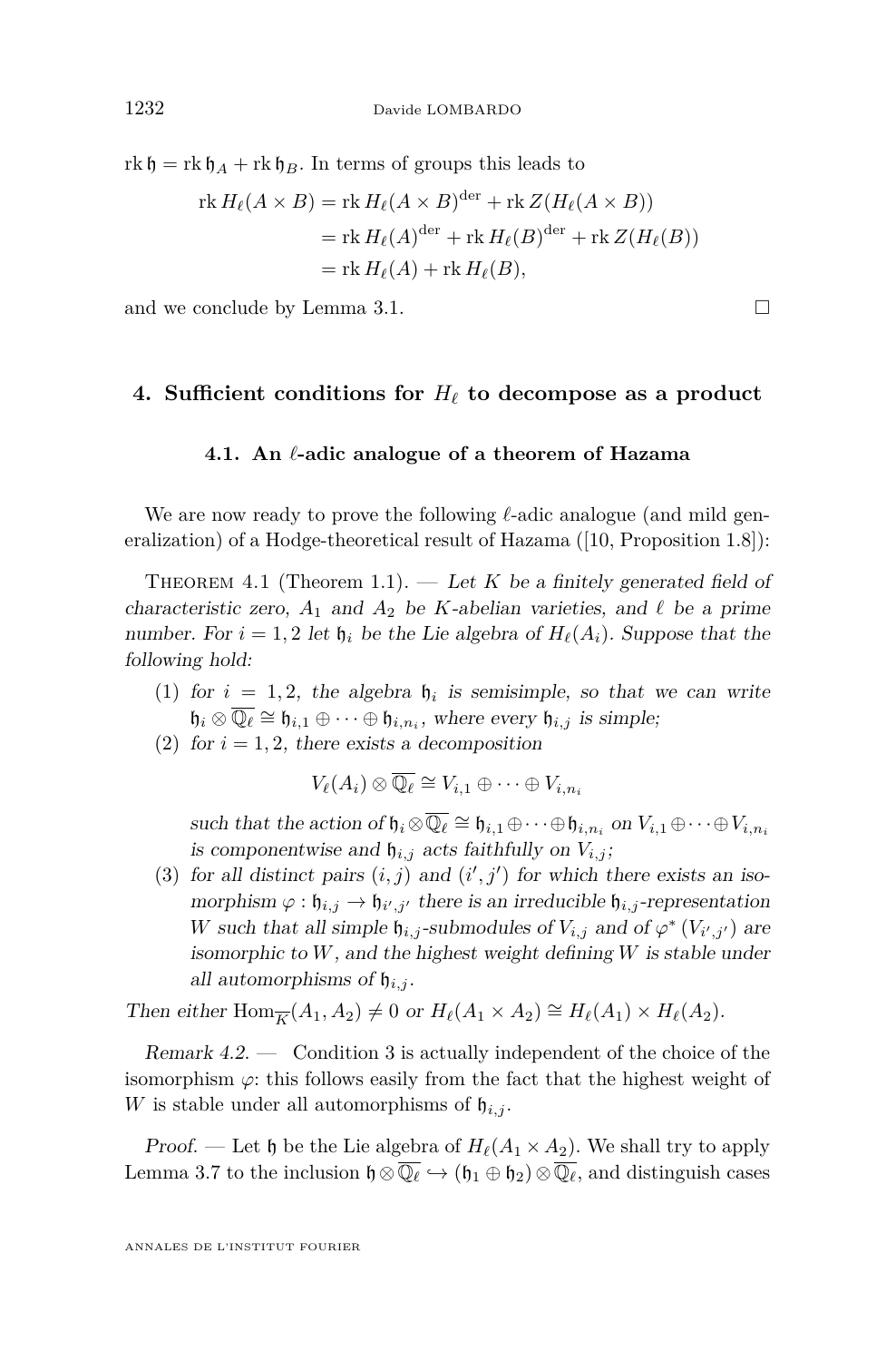$\operatorname{rk}\mathfrak{h} = \operatorname{rk}\mathfrak{h}_A + \operatorname{rk}\mathfrak{h}_B$. In terms of groups this leads to

$$
\begin{aligned}
\operatorname{rk} H_\ell(A\times B) &= \operatorname{rk} H_\ell(A\times B)^{\mathrm{der}} + \operatorname{rk} Z(H_\ell(A\times B)) \\
&= \operatorname{rk} H_\ell(A)^{\mathrm{der}} + \operatorname{rk} H_\ell(B)^{\mathrm{der}} + \operatorname{rk} Z(H_\ell(B)) \\
&= \operatorname{rk} H_\ell(A) + \operatorname{rk} H_\ell(B),
\end{aligned}
$$

and we conclude by Lemma 3.1. □

## 4. Sufficient conditions for $H_\ell$ to decompose as a product

### 4.1. An $\ell$-adic analogue of a theorem of Hazama

We are now ready to prove the following $\ell$-adic analogue (and mild generalization) of a Hodge-theoretical result of Hazama ([10, Proposition 1.8]):

Theorem 4.1 (Theorem 1.1). — *Let $K$ be a finitely generated field of characteristic zero, $A_1$ and $A_2$ be $K$-abelian varieties, and $\ell$ be a prime number. For $i=1,2$ let $\mathfrak{h}_i$ be the Lie algebra of $H_\ell(A_i)$. Suppose that the following hold:*

1. *for $i=1,2$, the algebra $\mathfrak{h}_i$ is semisimple, so that we can write $\mathfrak{h}_i\otimes\overline{\mathbb{Q}_\ell}\cong\mathfrak{h}_{i,1}\oplus\cdots\oplus\mathfrak{h}_{i,n_i}$, where every $\mathfrak{h}_{i,j}$ is simple;*
2. *for $i=1,2$, there exists a decomposition*

$$V_\ell(A_i)\otimes\overline{\mathbb{Q}_\ell}\cong V_{i,1}\oplus\cdots\oplus V_{i,n_i}$$

   *such that the action of $\mathfrak{h}_i\otimes\overline{\mathbb{Q}_\ell}\cong\mathfrak{h}_{i,1}\oplus\cdots\oplus\mathfrak{h}_{i,n_i}$ on $V_{i,1}\oplus\cdots\oplus V_{i,n_i}$ is componentwise and $\mathfrak{h}_{i,j}$ acts faithfully on $V_{i,j}$;*
3. *for all distinct pairs $(i,j)$ and $(i',j')$ for which there exists an isomorphism $\varphi:\mathfrak{h}_{i,j}\to\mathfrak{h}_{i',j'}$ there is an irreducible $\mathfrak{h}_{i,j}$-representation $W$ such that all simple $\mathfrak{h}_{i,j}$-submodules of $V_{i,j}$ and of $\varphi^*(V_{i',j'})$ are isomorphic to $W$, and the highest weight defining $W$ is stable under all automorphisms of $\mathfrak{h}_{i,j}$.*

*Then either $\operatorname{Hom}_{\overline{K}}(A_1,A_2)\neq 0$ or $H_\ell(A_1\times A_2)\cong H_\ell(A_1)\times H_\ell(A_2)$.*

*Remark 4.2.* — Condition 3 is actually independent of the choice of the isomorphism $\varphi$: this follows easily from the fact that the highest weight of $W$ is stable under all automorphisms of $\mathfrak{h}_{i,j}$.

*Proof.* — Let $\mathfrak{h}$ be the Lie algebra of $H_\ell(A_1\times A_2)$. We shall try to apply Lemma 3.7 to the inclusion $\mathfrak{h}\otimes\overline{\mathbb{Q}_\ell}\hookrightarrow(\mathfrak{h}_1\oplus\mathfrak{h}_2)\otimes\overline{\mathbb{Q}_\ell}$, and distinguish cases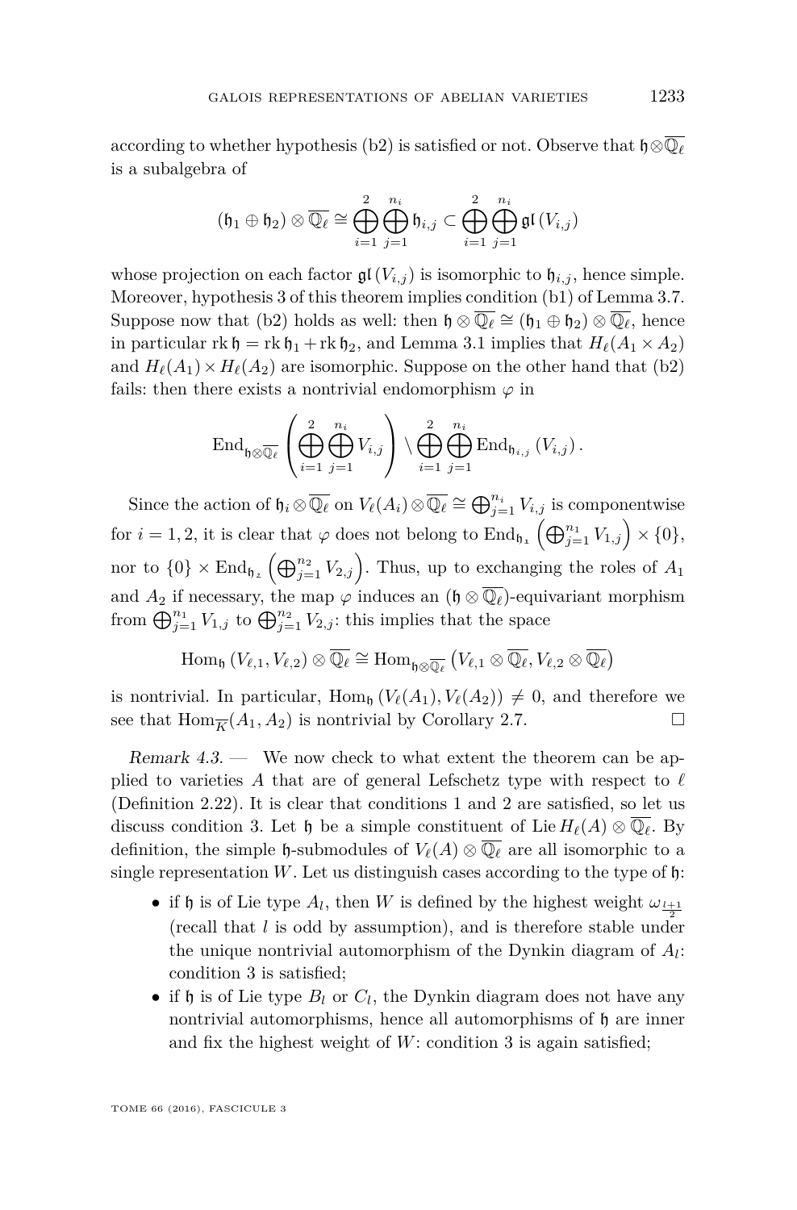according to whether hypothesis (b2) is satisfied or not. Observe that $\mathfrak{h}\otimes\overline{\mathbb{Q}_\ell}$ is a subalgebra of

$$(\mathfrak{h}_1 \oplus \mathfrak{h}_2) \otimes \overline{\mathbb{Q}_\ell} \cong \bigoplus_{i=1}^{2} \bigoplus_{j=1}^{n_i} \mathfrak{h}_{i,j} \subset \bigoplus_{i=1}^{2} \bigoplus_{j=1}^{n_i} \mathfrak{gl}\left(V_{i,j}\right)$$

whose projection on each factor $\mathfrak{gl}(V_{i,j})$ is isomorphic to $\mathfrak{h}_{i,j}$, hence simple. Moreover, hypothesis 3 of this theorem implies condition (b1) of Lemma 3.7. Suppose now that (b2) holds as well: then $\mathfrak{h} \otimes \overline{\mathbb{Q}_\ell} \cong (\mathfrak{h}_1 \oplus \mathfrak{h}_2) \otimes \overline{\mathbb{Q}_\ell}$, hence in particular $\operatorname{rk} \mathfrak{h} = \operatorname{rk} \mathfrak{h}_1 + \operatorname{rk} \mathfrak{h}_2$, and Lemma 3.1 implies that $H_\ell(A_1 \times A_2)$ and $H_\ell(A_1) \times H_\ell(A_2)$ are isomorphic. Suppose on the other hand that (b2) fails: then there exists a nontrivial endomorphism $\varphi$ in

$$\operatorname{End}_{\mathfrak{h}\otimes\overline{\mathbb{Q}_\ell}} \left( \bigoplus_{i=1}^{2} \bigoplus_{j=1}^{n_i} V_{i,j} \right) \setminus \bigoplus_{i=1}^{2} \bigoplus_{j=1}^{n_i} \operatorname{End}_{\mathfrak{h}_{i,j}}\left(V_{i,j}\right).$$

Since the action of $\mathfrak{h}_i \otimes \overline{\mathbb{Q}_\ell}$ on $V_\ell(A_i) \otimes \overline{\mathbb{Q}_\ell} \cong \bigoplus_{j=1}^{n_i} V_{i,j}$ is componentwise for $i = 1, 2$, it is clear that $\varphi$ does not belong to $\operatorname{End}_{\mathfrak{h}_1}\left(\bigoplus_{j=1}^{n_1} V_{1,j}\right) \times \{0\}$, nor to $\{0\} \times \operatorname{End}_{\mathfrak{h}_2}\left(\bigoplus_{j=1}^{n_2} V_{2,j}\right)$. Thus, up to exchanging the roles of $A_1$ and $A_2$ if necessary, the map $\varphi$ induces an $(\mathfrak{h} \otimes \overline{\mathbb{Q}_\ell})$-equivariant morphism from $\bigoplus_{j=1}^{n_1} V_{1,j}$ to $\bigoplus_{j=1}^{n_2} V_{2,j}$: this implies that the space

$$\operatorname{Hom}_{\mathfrak{h}}\left(V_{\ell,1}, V_{\ell,2}\right) \otimes \overline{\mathbb{Q}_\ell} \cong \operatorname{Hom}_{\mathfrak{h}\otimes\overline{\mathbb{Q}_\ell}}\left(V_{\ell,1} \otimes \overline{\mathbb{Q}_\ell}, V_{\ell,2} \otimes \overline{\mathbb{Q}_\ell}\right)$$

is nontrivial. In particular, $\operatorname{Hom}_{\mathfrak{h}}\left(V_\ell(A_1), V_\ell(A_2)\right) \neq 0$, and therefore we see that $\operatorname{Hom}_{\overline{K}}(A_1, A_2)$ is nontrivial by Corollary 2.7. □

*Remark 4.3.* — We now check to what extent the theorem can be applied to varieties $A$ that are of general Lefschetz type with respect to $\ell$ (Definition 2.22). It is clear that conditions 1 and 2 are satisfied, so let us discuss condition 3. Let $\mathfrak{h}$ be a simple constituent of $\operatorname{Lie} H_\ell(A) \otimes \overline{\mathbb{Q}_\ell}$. By definition, the simple $\mathfrak{h}$-submodules of $V_\ell(A) \otimes \overline{\mathbb{Q}_\ell}$ are all isomorphic to a single representation $W$. Let us distinguish cases according to the type of $\mathfrak{h}$:

- if $\mathfrak{h}$ is of Lie type $A_l$, then $W$ is defined by the highest weight $\omega_{\frac{l+1}{2}}$ (recall that $l$ is odd by assumption), and is therefore stable under the unique nontrivial automorphism of the Dynkin diagram of $A_l$: condition 3 is satisfied;
- if $\mathfrak{h}$ is of Lie type $B_l$ or $C_l$, the Dynkin diagram does not have any nontrivial automorphisms, hence all automorphisms of $\mathfrak{h}$ are inner and fix the highest weight of $W$: condition 3 is again satisfied;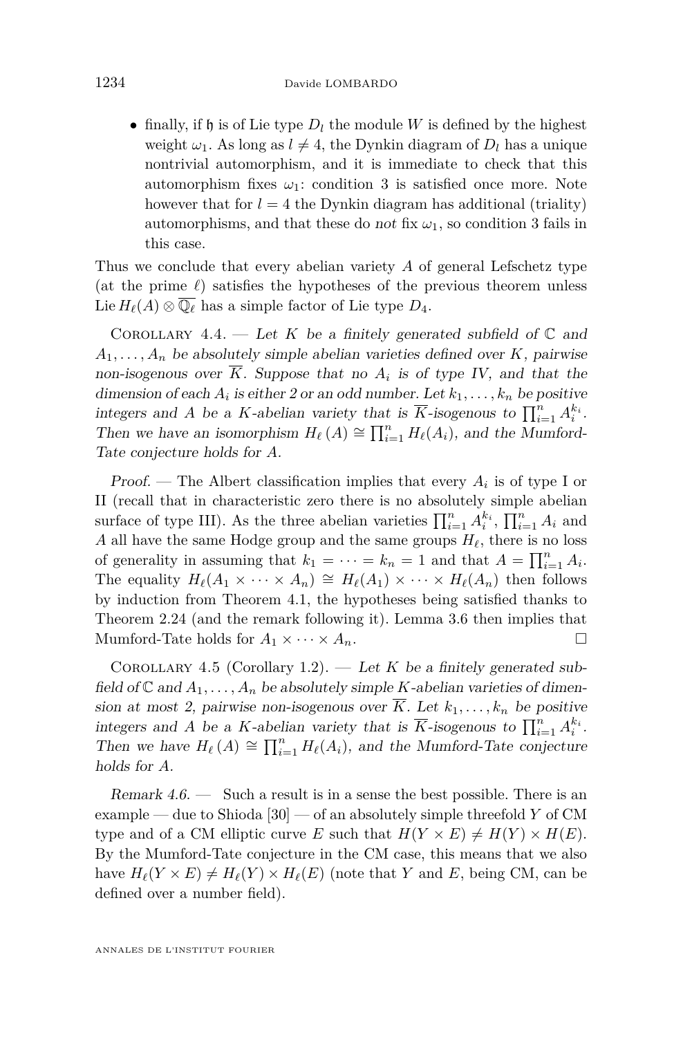- finally, if $\mathfrak{h}$ is of Lie type $D_l$ the module $W$ is defined by the highest weight $\omega_1$. As long as $l \neq 4$, the Dynkin diagram of $D_l$ has a unique nontrivial automorphism, and it is immediate to check that this automorphism fixes $\omega_1$: condition 3 is satisfied once more. Note however that for $l = 4$ the Dynkin diagram has additional (triality) automorphisms, and that these do *not* fix $\omega_1$, so condition 3 fails in this case.

Thus we conclude that every abelian variety $A$ of general Lefschetz type (at the prime $\ell$) satisfies the hypotheses of the previous theorem unless $\operatorname{Lie} H_\ell(A) \otimes \overline{\mathbb{Q}_\ell}$ has a simple factor of Lie type $D_4$.

Corollary 4.4. — *Let $K$ be a finitely generated subfield of $\mathbb{C}$ and $A_1, \dots, A_n$ be absolutely simple abelian varieties defined over $K$, pairwise non-isogenous over $\overline{K}$. Suppose that no $A_i$ is of type IV, and that the dimension of each $A_i$ is either 2 or an odd number. Let $k_1, \dots, k_n$ be positive integers and $A$ be a $K$-abelian variety that is $\overline{K}$-isogenous to $\prod_{i=1}^n A_i^{k_i}$. Then we have an isomorphism $H_\ell(A) \cong \prod_{i=1}^n H_\ell(A_i)$, and the Mumford-Tate conjecture holds for $A$.*

*Proof.* — The Albert classification implies that every $A_i$ is of type I or II (recall that in characteristic zero there is no absolutely simple abelian surface of type III). As the three abelian varieties $\prod_{i=1}^n A_i^{k_i}$, $\prod_{i=1}^n A_i$ and $A$ all have the same Hodge group and the same groups $H_\ell$, there is no loss of generality in assuming that $k_1 = \dots = k_n = 1$ and that $A = \prod_{i=1}^n A_i$. The equality $H_\ell(A_1 \times \dots \times A_n) \cong H_\ell(A_1) \times \dots \times H_\ell(A_n)$ then follows by induction from Theorem 4.1, the hypotheses being satisfied thanks to Theorem 2.24 (and the remark following it). Lemma 3.6 then implies that Mumford-Tate holds for $A_1 \times \dots \times A_n$. □

Corollary 4.5 (Corollary 1.2). — *Let $K$ be a finitely generated subfield of $\mathbb{C}$ and $A_1, \dots, A_n$ be absolutely simple $K$-abelian varieties of dimension at most 2, pairwise non-isogenous over $\overline{K}$. Let $k_1, \dots, k_n$ be positive integers and $A$ be a $K$-abelian variety that is $\overline{K}$-isogenous to $\prod_{i=1}^n A_i^{k_i}$. Then we have $H_\ell(A) \cong \prod_{i=1}^n H_\ell(A_i)$, and the Mumford-Tate conjecture holds for $A$.*

*Remark 4.6.* — Such a result is in a sense the best possible. There is an example — due to Shioda [30] — of an absolutely simple threefold $Y$ of CM type and of a CM elliptic curve $E$ such that $H(Y \times E) \neq H(Y) \times H(E)$. By the Mumford-Tate conjecture in the CM case, this means that we also have $H_\ell(Y \times E) \neq H_\ell(Y) \times H_\ell(E)$ (note that $Y$ and $E$, being CM, can be defined over a number field).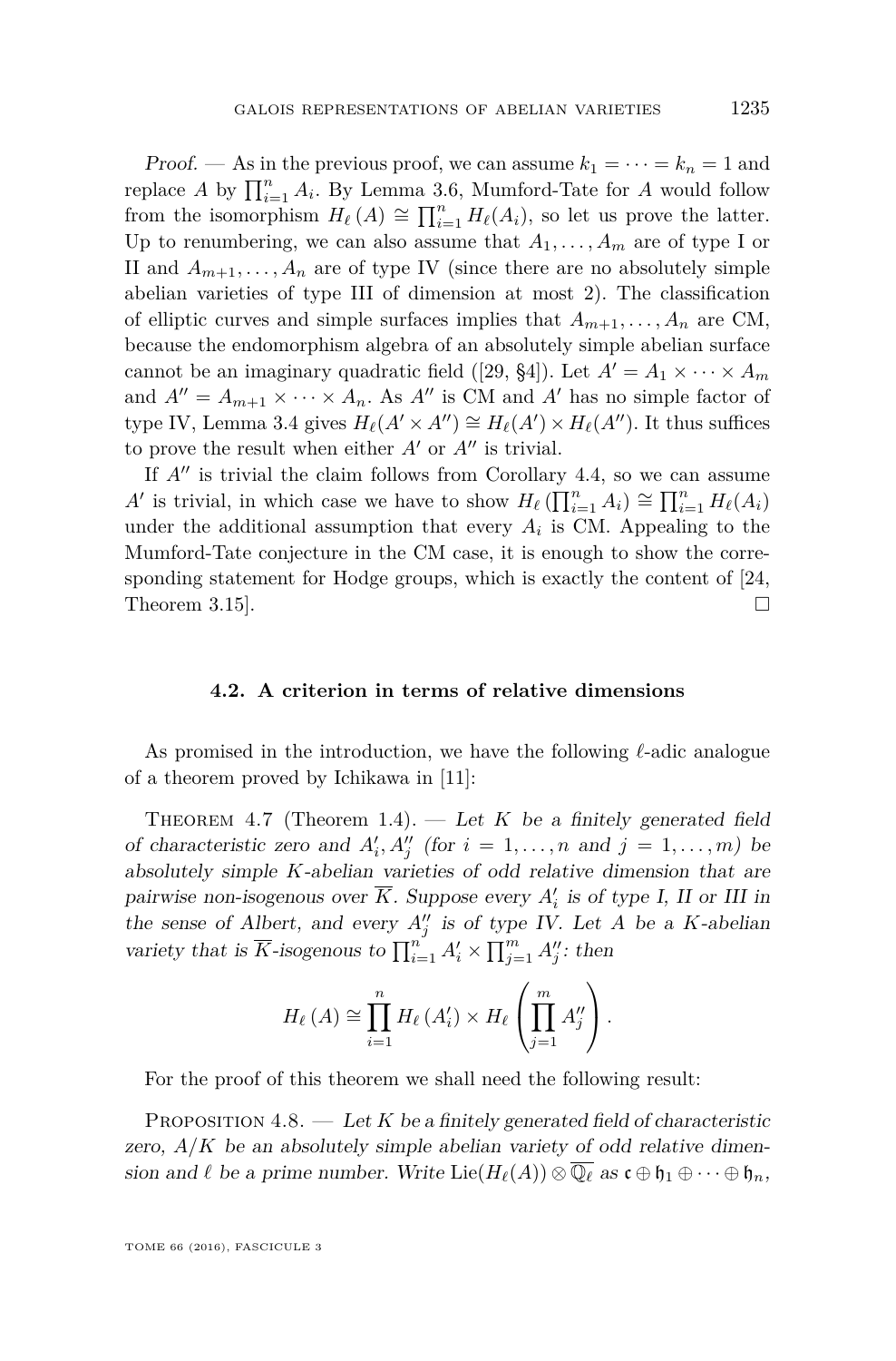*Proof.* — As in the previous proof, we can assume $k_1 = \cdots = k_n = 1$ and replace $A$ by $\prod_{i=1}^n A_i$. By Lemma 3.6, Mumford-Tate for $A$ would follow from the isomorphism $H_\ell(A) \cong \prod_{i=1}^n H_\ell(A_i)$, so let us prove the latter. Up to renumbering, we can also assume that $A_1, \ldots, A_m$ are of type I or II and $A_{m+1}, \ldots, A_n$ are of type IV (since there are no absolutely simple abelian varieties of type III of dimension at most 2). The classification of elliptic curves and simple surfaces implies that $A_{m+1}, \ldots, A_n$ are CM, because the endomorphism algebra of an absolutely simple abelian surface cannot be an imaginary quadratic field ([29, §4]). Let $A' = A_1 \times \cdots \times A_m$ and $A'' = A_{m+1} \times \cdots \times A_n$. As $A''$ is CM and $A'$ has no simple factor of type IV, Lemma 3.4 gives $H_\ell(A' \times A'') \cong H_\ell(A') \times H_\ell(A'')$. It thus suffices to prove the result when either $A'$ or $A''$ is trivial.

If $A''$ is trivial the claim follows from Corollary 4.4, so we can assume $A'$ is trivial, in which case we have to show $H_\ell\left(\prod_{i=1}^n A_i\right) \cong \prod_{i=1}^n H_\ell(A_i)$ under the additional assumption that every $A_i$ is CM. Appealing to the Mumford-Tate conjecture in the CM case, it is enough to show the corresponding statement for Hodge groups, which is exactly the content of [24, Theorem 3.15]. □

### 4.2. A criterion in terms of relative dimensions

As promised in the introduction, we have the following $\ell$-adic analogue of a theorem proved by Ichikawa in [11]:

Theorem 4.7 (Theorem 1.4). — *Let $K$ be a finitely generated field of characteristic zero and $A'_i, A''_j$ (for $i = 1, \ldots, n$ and $j = 1, \ldots, m$) be absolutely simple $K$-abelian varieties of odd relative dimension that are pairwise non-isogenous over $\overline{K}$. Suppose every $A'_i$ is of type I, II or III in the sense of Albert, and every $A''_j$ is of type IV. Let $A$ be a $K$-abelian variety that is $\overline{K}$-isogenous to $\prod_{i=1}^n A'_i \times \prod_{j=1}^m A''_j$: then*

$$H_\ell(A) \cong \prod_{i=1}^n H_\ell(A'_i) \times H_\ell\left(\prod_{j=1}^m A''_j\right).$$

For the proof of this theorem we shall need the following result:

Proposition 4.8. — *Let $K$ be a finitely generated field of characteristic zero, $A/K$ be an absolutely simple abelian variety of odd relative dimension and $\ell$ be a prime number. Write $\operatorname{Lie}(H_\ell(A)) \otimes \overline{\mathbb{Q}_\ell}$ as $\mathfrak{c} \oplus \mathfrak{h}_1 \oplus \cdots \oplus \mathfrak{h}_n$,*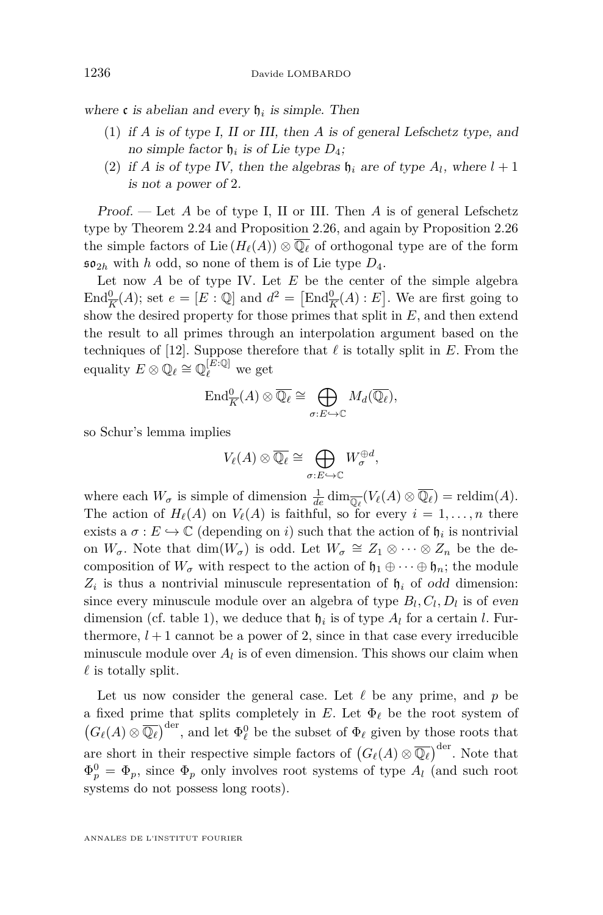*where $\mathfrak{c}$ is abelian and every $\mathfrak{h}_i$ is simple. Then*

1. *if $A$ is of type I, II or III, then $A$ is of general Lefschetz type, and no simple factor $\mathfrak{h}_i$ is of Lie type $D_4$;*
2. *if $A$ is of type IV, then the algebras $\mathfrak{h}_i$ are of type $A_l$, where $l+1$ is not a power of 2.*

*Proof.* — Let $A$ be of type I, II or III. Then $A$ is of general Lefschetz type by Theorem 2.24 and Proposition 2.26, and again by Proposition 2.26 the simple factors of $\operatorname{Lie}(H_\ell(A)) \otimes \overline{\mathbb{Q}_\ell}$ of orthogonal type are of the form $\mathfrak{so}_{2h}$ with $h$ odd, so none of them is of Lie type $D_4$.

Let now $A$ be of type IV. Let $E$ be the center of the simple algebra $\operatorname{End}^0_{\overline{K}}(A)$; set $e = [E : \mathbb{Q}]$ and $d^2 = \left[\operatorname{End}^0_{\overline{K}}(A) : E\right]$. We are first going to show the desired property for those primes that split in $E$, and then extend the result to all primes through an interpolation argument based on the techniques of [12]. Suppose therefore that $\ell$ is totally split in $E$. From the equality $E \otimes \mathbb{Q}_\ell \cong \mathbb{Q}_\ell^{[E:\mathbb{Q}]}$ we get

$$\operatorname{End}^0_{\overline{K}}(A) \otimes \overline{\mathbb{Q}_\ell} \cong \bigoplus_{\sigma : E \hookrightarrow \mathbb{C}} M_d(\overline{\mathbb{Q}_\ell}),$$

so Schur's lemma implies

$$V_\ell(A) \otimes \overline{\mathbb{Q}_\ell} \cong \bigoplus_{\sigma : E \hookrightarrow \mathbb{C}} W_\sigma^{\oplus d},$$

where each $W_\sigma$ is simple of dimension $\frac{1}{de} \dim_{\overline{\mathbb{Q}_\ell}}(V_\ell(A) \otimes \overline{\mathbb{Q}_\ell}) = \operatorname{reldim}(A)$. The action of $H_\ell(A)$ on $V_\ell(A)$ is faithful, so for every $i = 1, \ldots, n$ there exists a $\sigma : E \hookrightarrow \mathbb{C}$ (depending on $i$) such that the action of $\mathfrak{h}_i$ is nontrivial on $W_\sigma$. Note that $\dim(W_\sigma)$ is odd. Let $W_\sigma \cong Z_1 \otimes \cdots \otimes Z_n$ be the decomposition of $W_\sigma$ with respect to the action of $\mathfrak{h}_1 \oplus \cdots \oplus \mathfrak{h}_n$; the module $Z_i$ is thus a nontrivial minuscule representation of $\mathfrak{h}_i$ of *odd* dimension: since every minuscule module over an algebra of type $B_l, C_l, D_l$ is of *even* dimension (cf. table 1), we deduce that $\mathfrak{h}_i$ is of type $A_l$ for a certain $l$. Furthermore, $l+1$ cannot be a power of 2, since in that case every irreducible minuscule module over $A_l$ is of even dimension. This shows our claim when $\ell$ is totally split.

Let us now consider the general case. Let $\ell$ be any prime, and $p$ be a fixed prime that splits completely in $E$. Let $\Phi_\ell$ be the root system of $\left(G_\ell(A) \otimes \overline{\mathbb{Q}_\ell}\right)^{\operatorname{der}}$, and let $\Phi_\ell^0$ be the subset of $\Phi_\ell$ given by those roots that are short in their respective simple factors of $\left(G_\ell(A) \otimes \overline{\mathbb{Q}_\ell}\right)^{\operatorname{der}}$. Note that $\Phi_p^0 = \Phi_p$, since $\Phi_p$ only involves root systems of type $A_l$ (and such root systems do not possess long roots).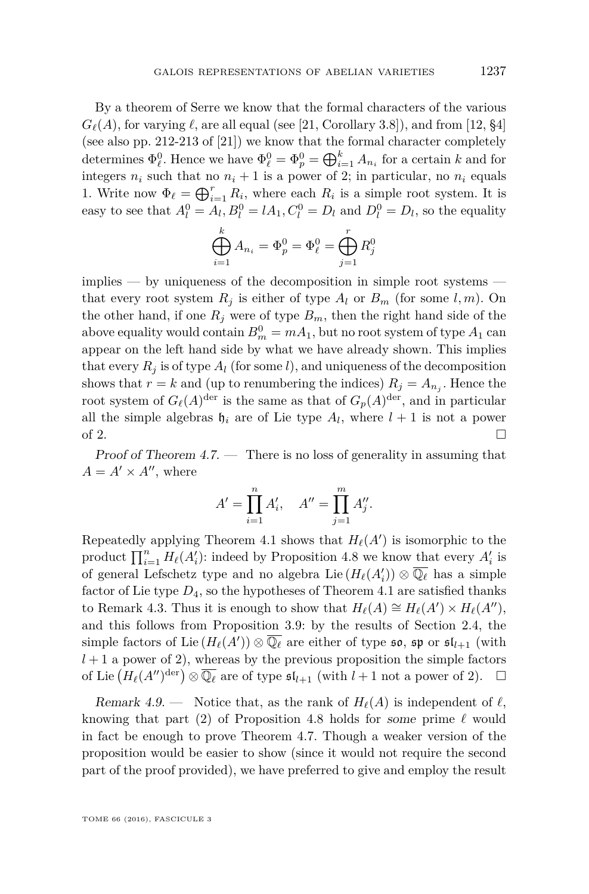By a theorem of Serre we know that the formal characters of the various $G_\ell(A)$, for varying $\ell$, are all equal (see [21, Corollary 3.8]), and from [12, §4] (see also pp. 212-213 of [21]) we know that the formal character completely determines $\Phi_\ell^0$. Hence we have $\Phi_\ell^0 = \Phi_p^0 = \bigoplus_{i=1}^k A_{n_i}$ for a certain $k$ and for integers $n_i$ such that no $n_i + 1$ is a power of 2; in particular, no $n_i$ equals 1. Write now $\Phi_\ell = \bigoplus_{i=1}^r R_i$, where each $R_i$ is a simple root system. It is easy to see that $A_l^0 = A_l, B_l^0 = lA_1, C_l^0 = D_l$ and $D_l^0 = D_l$, so the equality

$$\bigoplus_{i=1}^k A_{n_i} = \Phi_p^0 = \Phi_\ell^0 = \bigoplus_{j=1}^r R_j^0$$

implies — by uniqueness of the decomposition in simple root systems — that every root system $R_j$ is either of type $A_l$ or $B_m$ (for some $l, m$). On the other hand, if one $R_j$ were of type $B_m$, then the right hand side of the above equality would contain $B_m^0 = mA_1$, but no root system of type $A_1$ can appear on the left hand side by what we have already shown. This implies that every $R_j$ is of type $A_l$ (for some $l$), and uniqueness of the decomposition shows that $r = k$ and (up to renumbering the indices) $R_j = A_{n_j}$. Hence the root system of $G_\ell(A)^{\mathrm{der}}$ is the same as that of $G_p(A)^{\mathrm{der}}$, and in particular all the simple algebras $\mathfrak{h}_i$ are of Lie type $A_l$, where $l+1$ is not a power of 2. □

*Proof of Theorem 4.7.* — There is no loss of generality in assuming that $A = A' \times A''$, where

$$A' = \prod_{i=1}^n A_i', \quad A'' = \prod_{j=1}^m A_j''.$$

Repeatedly applying Theorem 4.1 shows that $H_\ell(A')$ is isomorphic to the product $\prod_{i=1}^n H_\ell(A_i')$: indeed by Proposition 4.8 we know that every $A_i'$ is of general Lefschetz type and no algebra $\operatorname{Lie}(H_\ell(A_i')) \otimes \overline{\mathbb{Q}_\ell}$ has a simple factor of Lie type $D_4$, so the hypotheses of Theorem 4.1 are satisfied thanks to Remark 4.3. Thus it is enough to show that $H_\ell(A) \cong H_\ell(A') \times H_\ell(A'')$, and this follows from Proposition 3.9: by the results of Section 2.4, the simple factors of $\operatorname{Lie}(H_\ell(A')) \otimes \overline{\mathbb{Q}_\ell}$ are either of type $\mathfrak{so}$, $\mathfrak{sp}$ or $\mathfrak{sl}_{l+1}$ (with $l+1$ a power of 2), whereas by the previous proposition the simple factors of $\operatorname{Lie}\left(H_\ell(A'')^{\mathrm{der}}\right) \otimes \overline{\mathbb{Q}_\ell}$ are of type $\mathfrak{sl}_{l+1}$ (with $l+1$ not a power of 2). □

*Remark 4.9.* — Notice that, as the rank of $H_\ell(A)$ is independent of $\ell$, knowing that part (2) of Proposition 4.8 holds for *some* prime $\ell$ would in fact be enough to prove Theorem 4.7. Though a weaker version of the proposition would be easier to show (since it would not require the second part of the proof provided), we have preferred to give and employ the result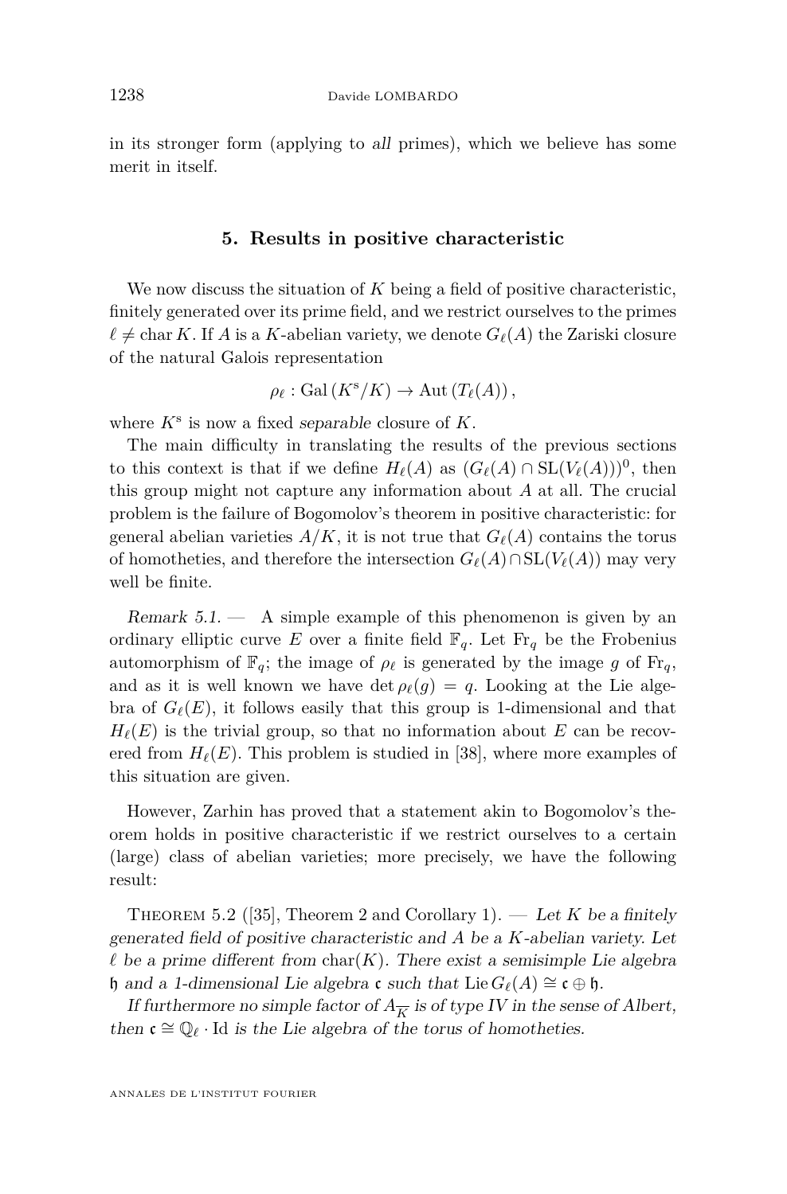in its stronger form (applying to *all* primes), which we believe has some merit in itself.

## 5. Results in positive characteristic

We now discuss the situation of $K$ being a field of positive characteristic, finitely generated over its prime field, and we restrict ourselves to the primes $\ell \neq \operatorname{char} K$. If $A$ is a $K$-abelian variety, we denote $G_\ell(A)$ the Zariski closure of the natural Galois representation

$$\rho_\ell : \operatorname{Gal}(K^{\mathrm{s}}/K) \to \operatorname{Aut}(T_\ell(A)),$$

where $K^{\mathrm{s}}$ is now a fixed *separable* closure of $K$.

The main difficulty in translating the results of the previous sections to this context is that if we define $H_\ell(A)$ as $(G_\ell(A) \cap \operatorname{SL}(V_\ell(A)))^0$, then this group might not capture any information about $A$ at all. The crucial problem is the failure of Bogomolov's theorem in positive characteristic: for general abelian varieties $A/K$, it is not true that $G_\ell(A)$ contains the torus of homotheties, and therefore the intersection $G_\ell(A) \cap \operatorname{SL}(V_\ell(A))$ may very well be finite.

*Remark 5.1.* — A simple example of this phenomenon is given by an ordinary elliptic curve $E$ over a finite field $\mathbb{F}_q$. Let $\operatorname{Fr}_q$ be the Frobenius automorphism of $\mathbb{F}_q$; the image of $\rho_\ell$ is generated by the image $g$ of $\operatorname{Fr}_q$, and as it is well known we have $\det \rho_\ell(g) = q$. Looking at the Lie algebra of $G_\ell(E)$, it follows easily that this group is 1-dimensional and that $H_\ell(E)$ is the trivial group, so that no information about $E$ can be recovered from $H_\ell(E)$. This problem is studied in [38], where more examples of this situation are given.

However, Zarhin has proved that a statement akin to Bogomolov's theorem holds in positive characteristic if we restrict ourselves to a certain (large) class of abelian varieties; more precisely, we have the following result:

Theorem 5.2 ([35], Theorem 2 and Corollary 1). — *Let $K$ be a finitely generated field of positive characteristic and $A$ be a $K$-abelian variety. Let $\ell$ be a prime different from $\operatorname{char}(K)$. There exist a semisimple Lie algebra $\mathfrak{h}$ and a 1-dimensional Lie algebra $\mathfrak{c}$ such that $\operatorname{Lie} G_\ell(A) \cong \mathfrak{c} \oplus \mathfrak{h}$.*

*If furthermore no simple factor of $A_{\overline{K}}$ is of type IV in the sense of Albert, then $\mathfrak{c} \cong \mathbb{Q}_\ell \cdot \operatorname{Id}$ is the Lie algebra of the torus of homotheties.*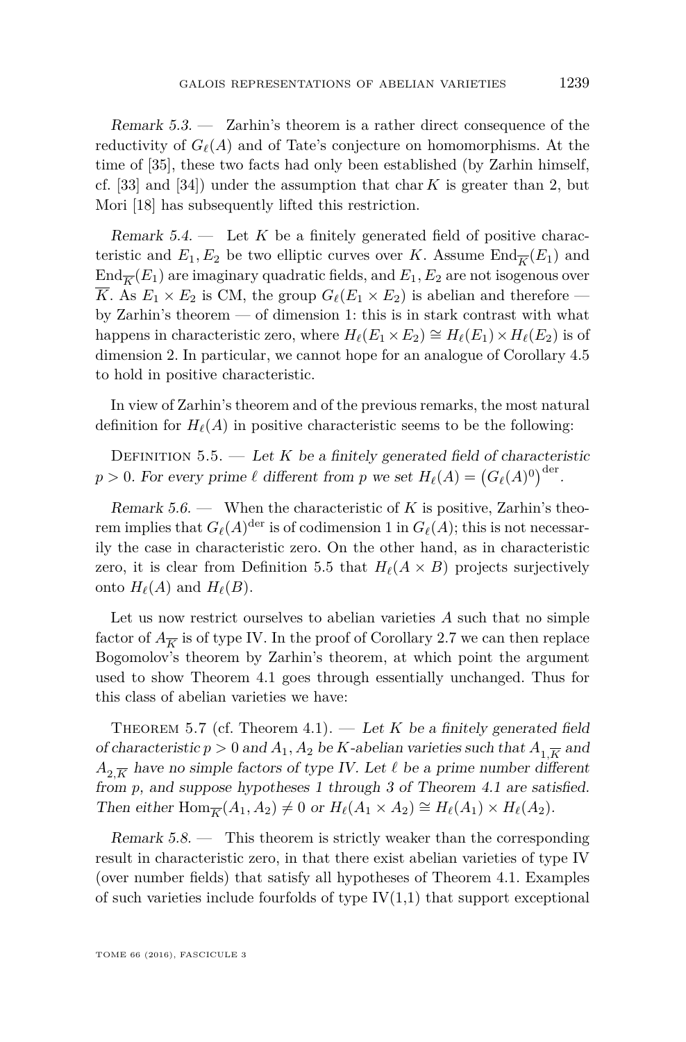*Remark 5.3.* — Zarhin's theorem is a rather direct consequence of the reductivity of $G_\ell(A)$ and of Tate's conjecture on homomorphisms. At the time of [35], these two facts had only been established (by Zarhin himself, cf. [33] and [34]) under the assumption that $\operatorname{char} K$ is greater than 2, but Mori [18] has subsequently lifted this restriction.

*Remark 5.4.* — Let $K$ be a finitely generated field of positive characteristic and $E_1, E_2$ be two elliptic curves over $K$. Assume $\operatorname{End}_{\overline{K}}(E_1)$ and $\operatorname{End}_{\overline{K}}(E_1)$ are imaginary quadratic fields, and $E_1, E_2$ are not isogenous over $\overline{K}$. As $E_1 \times E_2$ is CM, the group $G_\ell(E_1 \times E_2)$ is abelian and therefore — by Zarhin's theorem — of dimension 1: this is in stark contrast with what happens in characteristic zero, where $H_\ell(E_1 \times E_2) \cong H_\ell(E_1) \times H_\ell(E_2)$ is of dimension 2. In particular, we cannot hope for an analogue of Corollary 4.5 to hold in positive characteristic.

In view of Zarhin's theorem and of the previous remarks, the most natural definition for $H_\ell(A)$ in positive characteristic seems to be the following:

Definition 5.5. — *Let $K$ be a finitely generated field of characteristic $p > 0$. For every prime $\ell$ different from $p$ we set $H_\ell(A) = \left(G_\ell(A)^0\right)^{\mathrm{der}}$.*

*Remark 5.6.* — When the characteristic of $K$ is positive, Zarhin's theorem implies that $G_\ell(A)^{\mathrm{der}}$ is of codimension 1 in $G_\ell(A)$; this is not necessarily the case in characteristic zero. On the other hand, as in characteristic zero, it is clear from Definition 5.5 that $H_\ell(A \times B)$ projects surjectively onto $H_\ell(A)$ and $H_\ell(B)$.

Let us now restrict ourselves to abelian varieties $A$ such that no simple factor of $A_{\overline{K}}$ is of type IV. In the proof of Corollary 2.7 we can then replace Bogomolov's theorem by Zarhin's theorem, at which point the argument used to show Theorem 4.1 goes through essentially unchanged. Thus for this class of abelian varieties we have:

Theorem 5.7 (cf. Theorem 4.1). — *Let $K$ be a finitely generated field of characteristic $p > 0$ and $A_1, A_2$ be $K$-abelian varieties such that $A_{1,\overline{K}}$ and $A_{2,\overline{K}}$ have no simple factors of type IV. Let $\ell$ be a prime number different from $p$, and suppose hypotheses 1 through 3 of Theorem 4.1 are satisfied. Then either $\operatorname{Hom}_{\overline{K}}(A_1, A_2) \neq 0$ or $H_\ell(A_1 \times A_2) \cong H_\ell(A_1) \times H_\ell(A_2)$.*

*Remark 5.8.* — This theorem is strictly weaker than the corresponding result in characteristic zero, in that there exist abelian varieties of type IV (over number fields) that satisfy all hypotheses of Theorem 4.1. Examples of such varieties include fourfolds of type IV(1,1) that support exceptional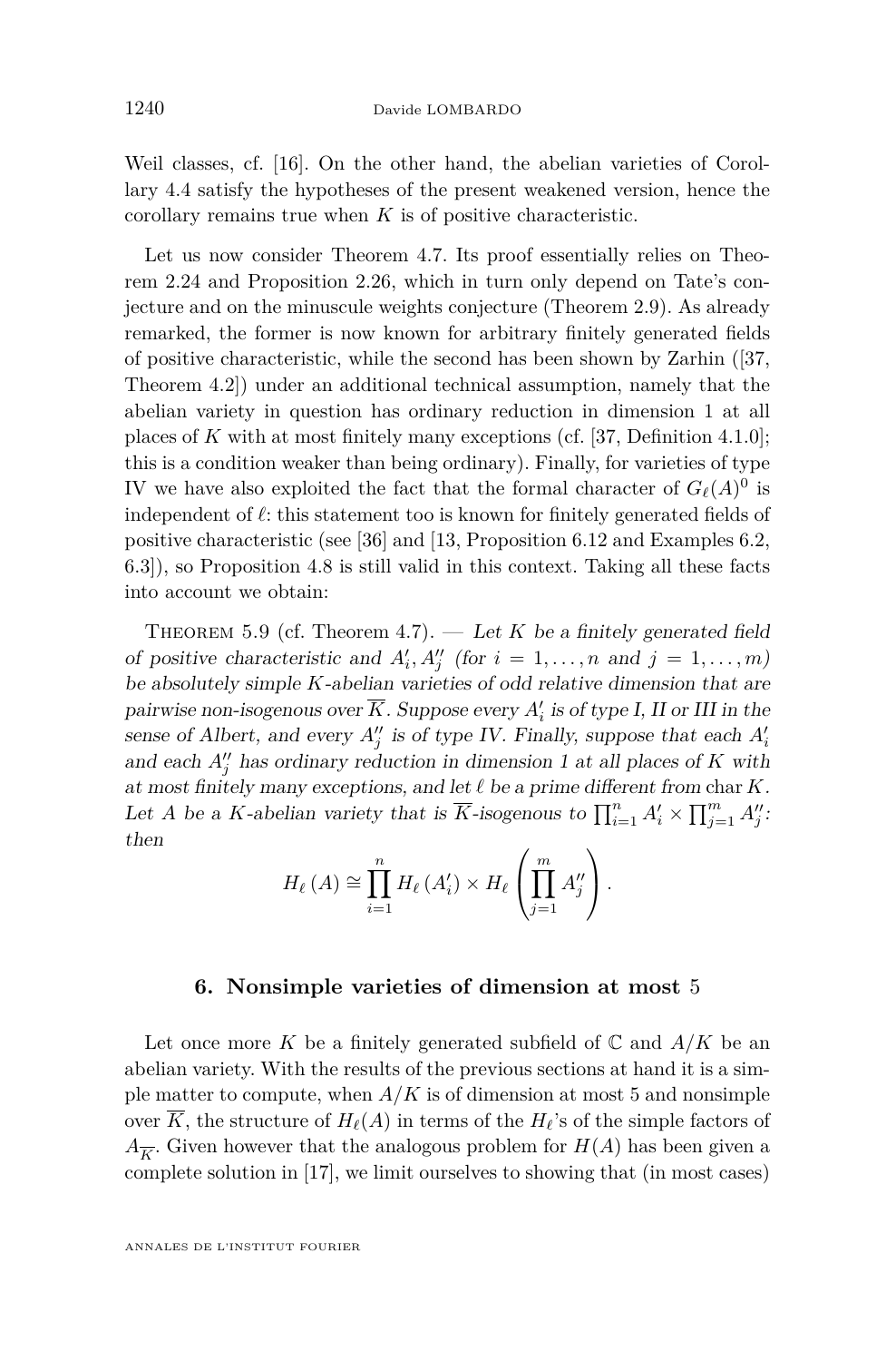Weil classes, cf. [16]. On the other hand, the abelian varieties of Corollary 4.4 satisfy the hypotheses of the present weakened version, hence the corollary remains true when $K$ is of positive characteristic.

Let us now consider Theorem 4.7. Its proof essentially relies on Theorem 2.24 and Proposition 2.26, which in turn only depend on Tate's conjecture and on the minuscule weights conjecture (Theorem 2.9). As already remarked, the former is now known for arbitrary finitely generated fields of positive characteristic, while the second has been shown by Zarhin ([37, Theorem 4.2]) under an additional technical assumption, namely that the abelian variety in question has ordinary reduction in dimension 1 at all places of $K$ with at most finitely many exceptions (cf. [37, Definition 4.1.0]; this is a condition weaker than being ordinary). Finally, for varieties of type IV we have also exploited the fact that the formal character of $G_\ell(A)^0$ is independent of $\ell$: this statement too is known for finitely generated fields of positive characteristic (see [36] and [13, Proposition 6.12 and Examples 6.2, 6.3]), so Proposition 4.8 is still valid in this context. Taking all these facts into account we obtain:

Theorem 5.9 (cf. Theorem 4.7). — *Let $K$ be a finitely generated field of positive characteristic and $A_i', A_j''$ (for $i = 1, \dots, n$ and $j = 1, \dots, m$) be absolutely simple $K$-abelian varieties of odd relative dimension that are pairwise non-isogenous over $\overline{K}$. Suppose every $A_i'$ is of type I, II or III in the sense of Albert, and every $A_j''$ is of type IV. Finally, suppose that each $A_i'$ and each $A_j''$ has ordinary reduction in dimension 1 at all places of $K$ with at most finitely many exceptions, and let $\ell$ be a prime different from $\operatorname{char} K$. Let $A$ be a $K$-abelian variety that is $\overline{K}$-isogenous to $\prod_{i=1}^n A_i' \times \prod_{j=1}^m A_j''$: then*

$$H_\ell(A) \cong \prod_{i=1}^{n} H_\ell(A_i') \times H_\ell\left(\prod_{j=1}^{m} A_j''\right).$$

## 6. Nonsimple varieties of dimension at most 5

Let once more $K$ be a finitely generated subfield of $\mathbb{C}$ and $A/K$ be an abelian variety. With the results of the previous sections at hand it is a simple matter to compute, when $A/K$ is of dimension at most 5 and nonsimple over $\overline{K}$, the structure of $H_\ell(A)$ in terms of the $H_\ell$'s of the simple factors of $A_{\overline{K}}$. Given however that the analogous problem for $H(A)$ has been given a complete solution in [17], we limit ourselves to showing that (in most cases)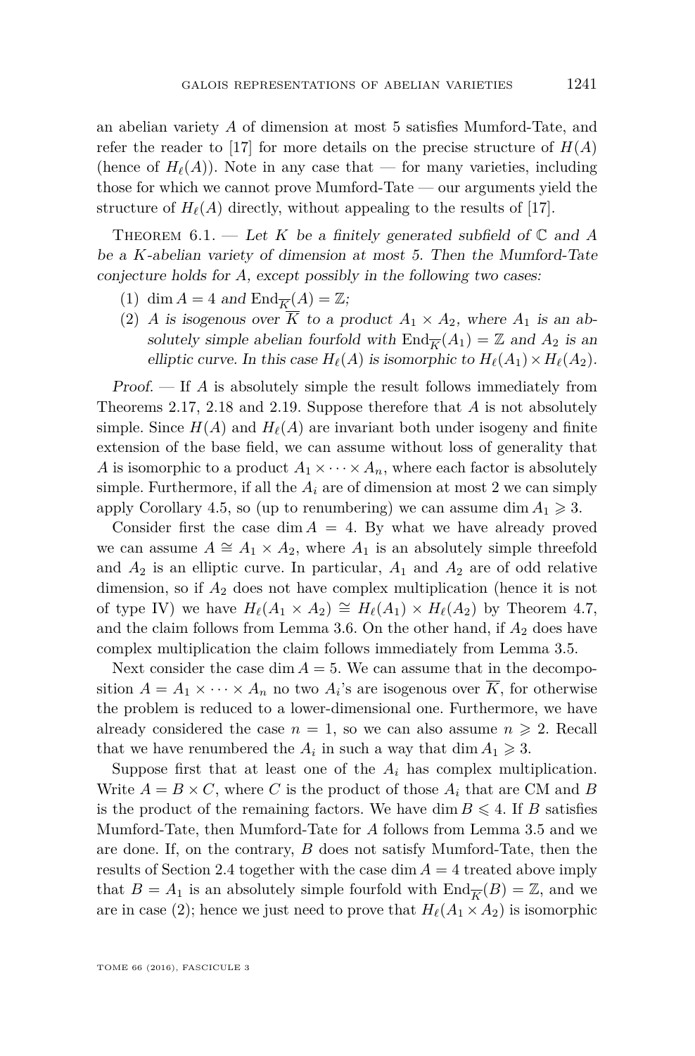an abelian variety $A$ of dimension at most 5 satisfies Mumford-Tate, and refer the reader to [17] for more details on the precise structure of $H(A)$ (hence of $H_\ell(A)$). Note in any case that — for many varieties, including those for which we cannot prove Mumford-Tate — our arguments yield the structure of $H_\ell(A)$ directly, without appealing to the results of [17].

Theorem 6.1. — *Let $K$ be a finitely generated subfield of $\mathbb{C}$ and $A$ be a $K$-abelian variety of dimension at most 5. Then the Mumford-Tate conjecture holds for $A$, except possibly in the following two cases:*

1. *$\dim A = 4$ and $\operatorname{End}_{\overline{K}}(A) = \mathbb{Z}$;*
2. *$A$ is isogenous over $\overline{K}$ to a product $A_1 \times A_2$, where $A_1$ is an absolutely simple abelian fourfold with $\operatorname{End}_{\overline{K}}(A_1) = \mathbb{Z}$ and $A_2$ is an elliptic curve. In this case $H_\ell(A)$ is isomorphic to $H_\ell(A_1) \times H_\ell(A_2)$.*

*Proof.* — If $A$ is absolutely simple the result follows immediately from Theorems 2.17, 2.18 and 2.19. Suppose therefore that $A$ is not absolutely simple. Since $H(A)$ and $H_\ell(A)$ are invariant both under isogeny and finite extension of the base field, we can assume without loss of generality that $A$ is isomorphic to a product $A_1 \times \cdots \times A_n$, where each factor is absolutely simple. Furthermore, if all the $A_i$ are of dimension at most 2 we can simply apply Corollary 4.5, so (up to renumbering) we can assume $\dim A_1 \geqslant 3$.

Consider first the case $\dim A = 4$. By what we have already proved we can assume $A \cong A_1 \times A_2$, where $A_1$ is an absolutely simple threefold and $A_2$ is an elliptic curve. In particular, $A_1$ and $A_2$ are of odd relative dimension, so if $A_2$ does not have complex multiplication (hence it is not of type IV) we have $H_\ell(A_1 \times A_2) \cong H_\ell(A_1) \times H_\ell(A_2)$ by Theorem 4.7, and the claim follows from Lemma 3.6. On the other hand, if $A_2$ does have complex multiplication the claim follows immediately from Lemma 3.5.

Next consider the case $\dim A = 5$. We can assume that in the decomposition $A = A_1 \times \cdots \times A_n$ no two $A_i$'s are isogenous over $\overline{K}$, for otherwise the problem is reduced to a lower-dimensional one. Furthermore, we have already considered the case $n = 1$, so we can also assume $n \geqslant 2$. Recall that we have renumbered the $A_i$ in such a way that $\dim A_1 \geqslant 3$.

Suppose first that at least one of the $A_i$ has complex multiplication. Write $A = B \times C$, where $C$ is the product of those $A_i$ that are CM and $B$ is the product of the remaining factors. We have $\dim B \leqslant 4$. If $B$ satisfies Mumford-Tate, then Mumford-Tate for $A$ follows from Lemma 3.5 and we are done. If, on the contrary, $B$ does not satisfy Mumford-Tate, then the results of Section 2.4 together with the case $\dim A = 4$ treated above imply that $B = A_1$ is an absolutely simple fourfold with $\operatorname{End}_{\overline{K}}(B) = \mathbb{Z}$, and we are in case (2); hence we just need to prove that $H_\ell(A_1 \times A_2)$ is isomorphic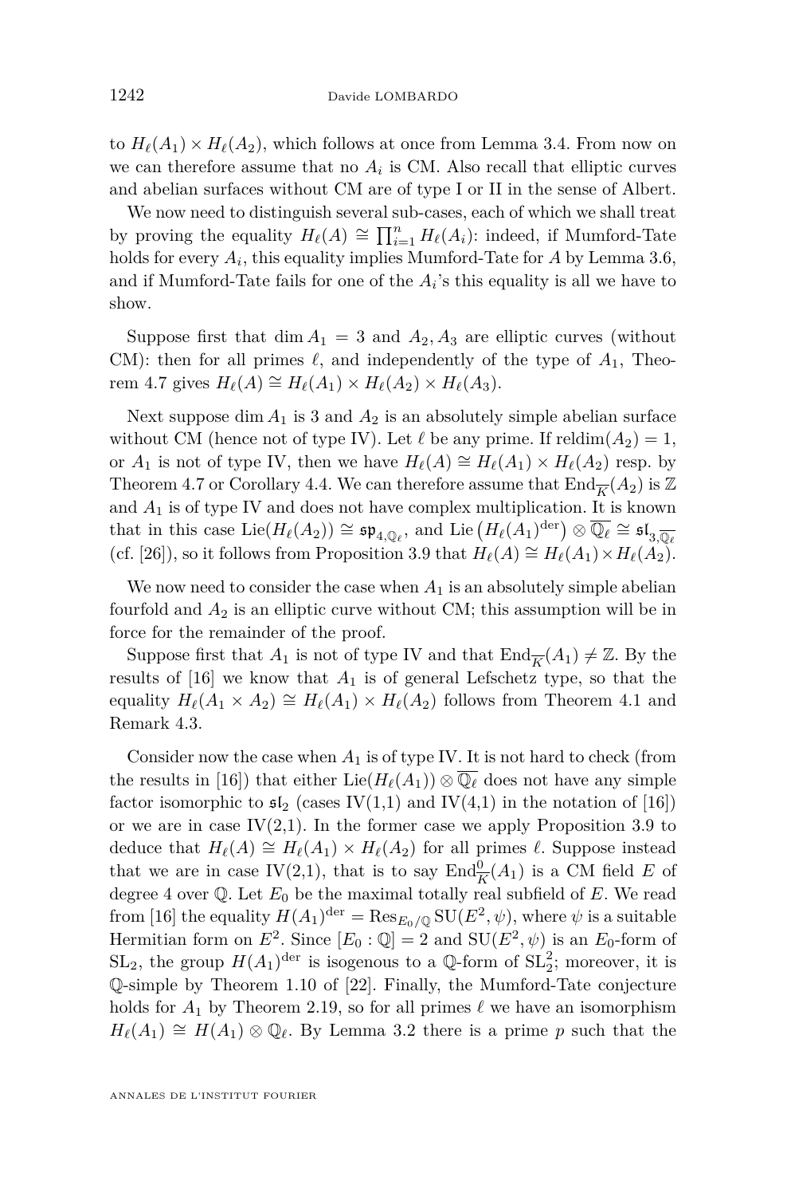to $H_\ell(A_1) \times H_\ell(A_2)$, which follows at once from Lemma 3.4. From now on we can therefore assume that no $A_i$ is CM. Also recall that elliptic curves and abelian surfaces without CM are of type I or II in the sense of Albert.

We now need to distinguish several sub-cases, each of which we shall treat by proving the equality $H_\ell(A) \cong \prod_{i=1}^n H_\ell(A_i)$: indeed, if Mumford-Tate holds for every $A_i$, this equality implies Mumford-Tate for $A$ by Lemma 3.6, and if Mumford-Tate fails for one of the $A_i$'s this equality is all we have to show.

Suppose first that $\dim A_1 = 3$ and $A_2, A_3$ are elliptic curves (without CM): then for all primes $\ell$, and independently of the type of $A_1$, Theorem 4.7 gives $H_\ell(A) \cong H_\ell(A_1) \times H_\ell(A_2) \times H_\ell(A_3)$.

Next suppose $\dim A_1$ is 3 and $A_2$ is an absolutely simple abelian surface without CM (hence not of type IV). Let $\ell$ be any prime. If $\operatorname{reldim}(A_2) = 1$, or $A_1$ is not of type IV, then we have $H_\ell(A) \cong H_\ell(A_1) \times H_\ell(A_2)$ resp. by Theorem 4.7 or Corollary 4.4. We can therefore assume that $\operatorname{End}_{\overline{K}}(A_2)$ is $\mathbb{Z}$ and $A_1$ is of type IV and does not have complex multiplication. It is known that in this case $\operatorname{Lie}(H_\ell(A_2)) \cong \mathfrak{sp}_{4,\mathbb{Q}_\ell}$, and $\operatorname{Lie}\left(H_\ell(A_1)^{\mathrm{der}}\right) \otimes \overline{\mathbb{Q}_\ell} \cong \mathfrak{sl}_{3,\overline{\mathbb{Q}_\ell}}$ (cf. [26]), so it follows from Proposition 3.9 that $H_\ell(A) \cong H_\ell(A_1) \times H_\ell(A_2)$.

We now need to consider the case when $A_1$ is an absolutely simple abelian fourfold and $A_2$ is an elliptic curve without CM; this assumption will be in force for the remainder of the proof.

Suppose first that $A_1$ is not of type IV and that $\operatorname{End}_{\overline{K}}(A_1) \neq \mathbb{Z}$. By the results of [16] we know that $A_1$ is of general Lefschetz type, so that the equality $H_\ell(A_1 \times A_2) \cong H_\ell(A_1) \times H_\ell(A_2)$ follows from Theorem 4.1 and Remark 4.3.

Consider now the case when $A_1$ is of type IV. It is not hard to check (from the results in [16]) that either $\operatorname{Lie}(H_\ell(A_1)) \otimes \overline{\mathbb{Q}_\ell}$ does not have any simple factor isomorphic to $\mathfrak{sl}_2$ (cases IV(1,1) and IV(4,1) in the notation of [16]) or we are in case IV(2,1). In the former case we apply Proposition 3.9 to deduce that $H_\ell(A) \cong H_\ell(A_1) \times H_\ell(A_2)$ for all primes $\ell$. Suppose instead that we are in case IV(2,1), that is to say $\operatorname{End}^0_{\overline{K}}(A_1)$ is a CM field $E$ of degree 4 over $\mathbb{Q}$. Let $E_0$ be the maximal totally real subfield of $E$. We read from [16] the equality $H(A_1)^{\mathrm{der}} = \operatorname{Res}_{E_0/\mathbb{Q}} \operatorname{SU}(E^2, \psi)$, where $\psi$ is a suitable Hermitian form on $E^2$. Since $[E_0 : \mathbb{Q}] = 2$ and $\operatorname{SU}(E^2, \psi)$ is an $E_0$-form of $\operatorname{SL}_2$, the group $H(A_1)^{\mathrm{der}}$ is isogenous to a $\mathbb{Q}$-form of $\operatorname{SL}_2^2$; moreover, it is $\mathbb{Q}$-simple by Theorem 1.10 of [22]. Finally, the Mumford-Tate conjecture holds for $A_1$ by Theorem 2.19, so for all primes $\ell$ we have an isomorphism $H_\ell(A_1) \cong H(A_1) \otimes \mathbb{Q}_\ell$. By Lemma 3.2 there is a prime $p$ such that the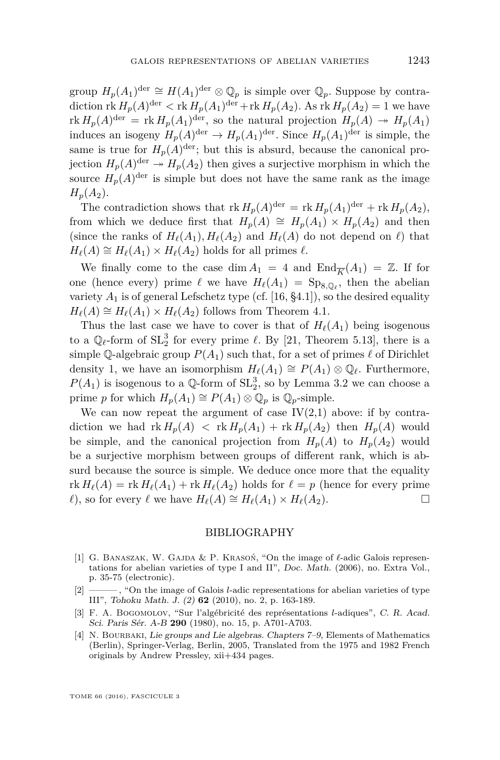group $H_p(A_1)^{\mathrm{der}} \cong H(A_1)^{\mathrm{der}} \otimes \mathbb{Q}_p$ is simple over $\mathbb{Q}_p$. Suppose by contradiction $\operatorname{rk} H_p(A)^{\mathrm{der}} < \operatorname{rk} H_p(A_1)^{\mathrm{der}} + \operatorname{rk} H_p(A_2)$. As $\operatorname{rk} H_p(A_2) = 1$ we have $\operatorname{rk} H_p(A)^{\mathrm{der}} = \operatorname{rk} H_p(A_1)^{\mathrm{der}}$, so the natural projection $H_p(A) \twoheadrightarrow H_p(A_1)$ induces an isogeny $H_p(A)^{\mathrm{der}} \to H_p(A_1)^{\mathrm{der}}$. Since $H_p(A_1)^{\mathrm{der}}$ is simple, the same is true for $H_p(A)^{\mathrm{der}}$; but this is absurd, because the canonical projection $H_p(A)^{\mathrm{der}} \twoheadrightarrow H_p(A_2)$ then gives a surjective morphism in which the source $H_p(A)^{\mathrm{der}}$ is simple but does not have the same rank as the image $H_p(A_2)$.

The contradiction shows that $\operatorname{rk} H_p(A)^{\mathrm{der}} = \operatorname{rk} H_p(A_1)^{\mathrm{der}} + \operatorname{rk} H_p(A_2)$, from which we deduce first that $H_p(A) \cong H_p(A_1) \times H_p(A_2)$ and then (since the ranks of $H_\ell(A_1), H_\ell(A_2)$ and $H_\ell(A)$ do not depend on $\ell$) that $H_\ell(A) \cong H_\ell(A_1) \times H_\ell(A_2)$ holds for all primes $\ell$.

We finally come to the case $\dim A_1 = 4$ and $\operatorname{End}_{\overline{K}}(A_1) = \mathbb{Z}$. If for one (hence every) prime $\ell$ we have $H_\ell(A_1) = \mathrm{Sp}_{8,\mathbb{Q}_\ell}$, then the abelian variety $A_1$ is of general Lefschetz type (cf. [16, §4.1]), so the desired equality $H_\ell(A) \cong H_\ell(A_1) \times H_\ell(A_2)$ follows from Theorem 4.1.

Thus the last case we have to cover is that of $H_\ell(A_1)$ being isogenous to a $\mathbb{Q}_\ell$-form of $\mathrm{SL}_2^3$ for every prime $\ell$. By [21, Theorem 5.13], there is a simple $\mathbb{Q}$-algebraic group $P(A_1)$ such that, for a set of primes $\ell$ of Dirichlet density 1, we have an isomorphism $H_\ell(A_1) \cong P(A_1) \otimes \mathbb{Q}_\ell$. Furthermore, $P(A_1)$ is isogenous to a $\mathbb{Q}$-form of $\mathrm{SL}_2^3$, so by Lemma 3.2 we can choose a prime $p$ for which $H_p(A_1) \cong P(A_1) \otimes \mathbb{Q}_p$ is $\mathbb{Q}_p$-simple.

We can now repeat the argument of case IV(2,1) above: if by contradiction we had $\operatorname{rk} H_p(A) < \operatorname{rk} H_p(A_1) + \operatorname{rk} H_p(A_2)$ then $H_p(A)$ would be simple, and the canonical projection from $H_p(A)$ to $H_p(A_2)$ would be a surjective morphism between groups of different rank, which is absurd because the source is simple. We deduce once more that the equality $\operatorname{rk} H_\ell(A) = \operatorname{rk} H_\ell(A_1) + \operatorname{rk} H_\ell(A_2)$ holds for $\ell = p$ (hence for every prime $\ell$), so for every $\ell$ we have $H_\ell(A) \cong H_\ell(A_1) \times H_\ell(A_2)$. □

## BIBLIOGRAPHY

[1] G. Banaszak, W. Gajda & P. Krasoń, "On the image of $\ell$-adic Galois representations for abelian varieties of type I and II", *Doc. Math.* (2006), no. Extra Vol., p. 35-75 (electronic).

[2] ———, "On the image of Galois $l$-adic representations for abelian varieties of type III", *Tohoku Math. J. (2)* **62** (2010), no. 2, p. 163-189.

[3] F. A. Bogomolov, "Sur l'algébricité des représentations $l$-adiques", *C. R. Acad. Sci. Paris Sér. A-B* **290** (1980), no. 15, p. A701-A703.

[4] N. Bourbaki, *Lie groups and Lie algebras. Chapters 7–9*, Elements of Mathematics (Berlin), Springer-Verlag, Berlin, 2005, Translated from the 1975 and 1982 French originals by Andrew Pressley, xii+434 pages.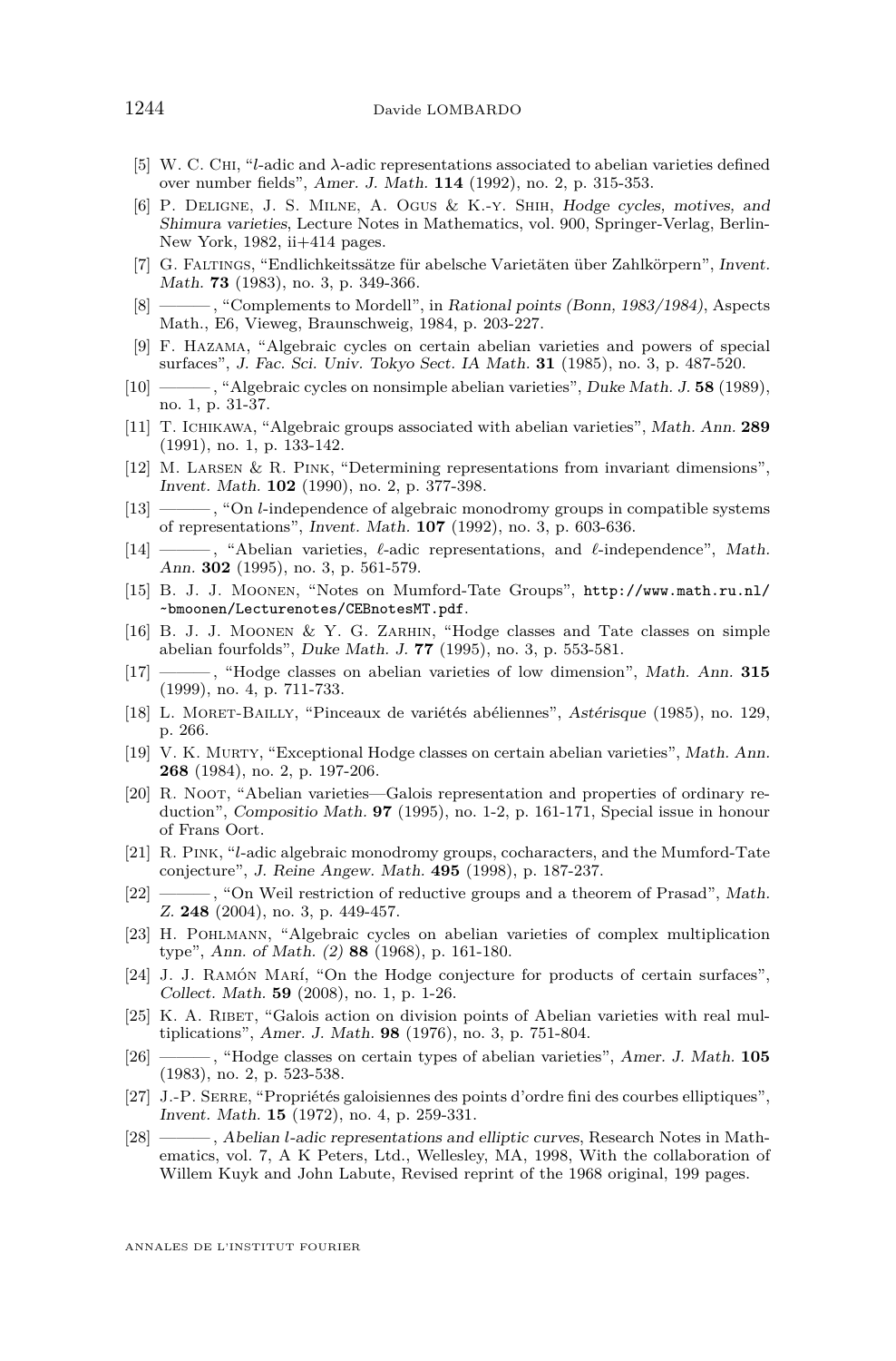[5] W. C. Chi, “$l$-adic and $\lambda$-adic representations associated to abelian varieties defined over number fields”, *Amer. J. Math.* **114** (1992), no. 2, p. 315-353.

[6] P. Deligne, J. S. Milne, A. Ogus & K.-y. Shih, *Hodge cycles, motives, and Shimura varieties*, Lecture Notes in Mathematics, vol. 900, Springer-Verlag, Berlin-New York, 1982, ii+414 pages.

[7] G. Faltings, “Endlichkeitssätze für abelsche Varietäten über Zahlkörpern”, *Invent. Math.* **73** (1983), no. 3, p. 349-366.

[8] ———, “Complements to Mordell”, in *Rational points (Bonn, 1983/1984)*, Aspects Math., E6, Vieweg, Braunschweig, 1984, p. 203-227.

[9] F. Hazama, “Algebraic cycles on certain abelian varieties and powers of special surfaces”, *J. Fac. Sci. Univ. Tokyo Sect. IA Math.* **31** (1985), no. 3, p. 487-520.

[10] ———, “Algebraic cycles on nonsimple abelian varieties”, *Duke Math. J.* **58** (1989), no. 1, p. 31-37.

[11] T. Ichikawa, “Algebraic groups associated with abelian varieties”, *Math. Ann.* **289** (1991), no. 1, p. 133-142.

[12] M. Larsen & R. Pink, “Determining representations from invariant dimensions”, *Invent. Math.* **102** (1990), no. 2, p. 377-398.

[13] ———, “On $l$-independence of algebraic monodromy groups in compatible systems of representations”, *Invent. Math.* **107** (1992), no. 3, p. 603-636.

[14] ———, “Abelian varieties, $\ell$-adic representations, and $\ell$-independence”, *Math. Ann.* **302** (1995), no. 3, p. 561-579.

[15] B. J. J. Moonen, “Notes on Mumford-Tate Groups”, http://www.math.ru.nl/~bmoonen/Lecturenotes/CEBnotesMT.pdf.

[16] B. J. J. Moonen & Y. G. Zarhin, “Hodge classes and Tate classes on simple abelian fourfolds”, *Duke Math. J.* **77** (1995), no. 3, p. 553-581.

[17] ———, “Hodge classes on abelian varieties of low dimension”, *Math. Ann.* **315** (1999), no. 4, p. 711-733.

[18] L. Moret-Bailly, “Pinceaux de variétés abéliennes”, *Astérisque* (1985), no. 129, p. 266.

[19] V. K. Murty, “Exceptional Hodge classes on certain abelian varieties”, *Math. Ann.* **268** (1984), no. 2, p. 197-206.

[20] R. Noot, “Abelian varieties—Galois representation and properties of ordinary reduction”, *Compositio Math.* **97** (1995), no. 1-2, p. 161-171, Special issue in honour of Frans Oort.

[21] R. Pink, “$l$-adic algebraic monodromy groups, cocharacters, and the Mumford-Tate conjecture”, *J. Reine Angew. Math.* **495** (1998), p. 187-237.

[22] ———, “On Weil restriction of reductive groups and a theorem of Prasad”, *Math. Z.* **248** (2004), no. 3, p. 449-457.

[23] H. Pohlmann, “Algebraic cycles on abelian varieties of complex multiplication type”, *Ann. of Math. (2)* **88** (1968), p. 161-180.

[24] J. J. Ramón Marí, “On the Hodge conjecture for products of certain surfaces”, *Collect. Math.* **59** (2008), no. 1, p. 1-26.

[25] K. A. Ribet, “Galois action on division points of Abelian varieties with real multiplications”, *Amer. J. Math.* **98** (1976), no. 3, p. 751-804.

[26] ———, “Hodge classes on certain types of abelian varieties”, *Amer. J. Math.* **105** (1983), no. 2, p. 523-538.

[27] J.-P. Serre, “Propriétés galoisiennes des points d’ordre fini des courbes elliptiques”, *Invent. Math.* **15** (1972), no. 4, p. 259-331.

[28] ———, *Abelian l-adic representations and elliptic curves*, Research Notes in Mathematics, vol. 7, A K Peters, Ltd., Wellesley, MA, 1998, With the collaboration of Willem Kuyk and John Labute, Revised reprint of the 1968 original, 199 pages.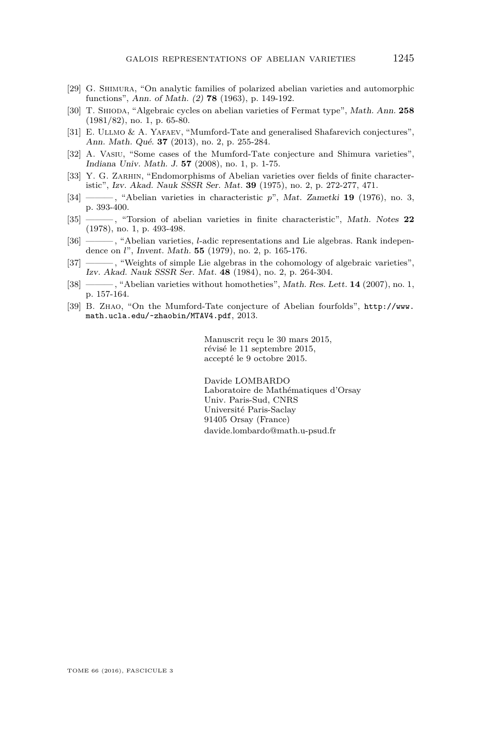[29] G. Shimura, “On analytic families of polarized abelian varieties and automorphic functions”, *Ann. of Math. (2)* **78** (1963), p. 149-192.

[30] T. Shioda, “Algebraic cycles on abelian varieties of Fermat type”, *Math. Ann.* **258** (1981/82), no. 1, p. 65-80.

[31] E. Ullmo & A. Yafaev, “Mumford-Tate and generalised Shafarevich conjectures”, *Ann. Math. Qué.* **37** (2013), no. 2, p. 255-284.

[32] A. Vasiu, “Some cases of the Mumford-Tate conjecture and Shimura varieties”, *Indiana Univ. Math. J.* **57** (2008), no. 1, p. 1-75.

[33] Y. G. Zarhin, “Endomorphisms of Abelian varieties over fields of finite characteristic”, *Izv. Akad. Nauk SSSR Ser. Mat.* **39** (1975), no. 2, p. 272-277, 471.

[34] ———, “Abelian varieties in characteristic $p$”, *Mat. Zametki* **19** (1976), no. 3, p. 393-400.

[35] ———, “Torsion of abelian varieties in finite characteristic”, *Math. Notes* **22** (1978), no. 1, p. 493-498.

[36] ———, “Abelian varieties, $l$-adic representations and Lie algebras. Rank independence on $l$”, *Invent. Math.* **55** (1979), no. 2, p. 165-176.

[37] ———, “Weights of simple Lie algebras in the cohomology of algebraic varieties”, *Izv. Akad. Nauk SSSR Ser. Mat.* **48** (1984), no. 2, p. 264-304.

[38] ———, “Abelian varieties without homotheties”, *Math. Res. Lett.* **14** (2007), no. 1, p. 157-164.

[39] B. Zhao, “On the Mumford-Tate conjecture of Abelian fourfolds”, http://www.math.ucla.edu/~zhaobin/MTAV4.pdf, 2013.

Manuscrit reçu le 30 mars 2015,
révisé le 11 septembre 2015,
accepté le 9 octobre 2015.

Davide LOMBARDO
Laboratoire de Mathématiques d’Orsay
Univ. Paris-Sud, CNRS
Université Paris-Saclay
91405 Orsay (France)
davide.lombardo@math.u-psud.fr